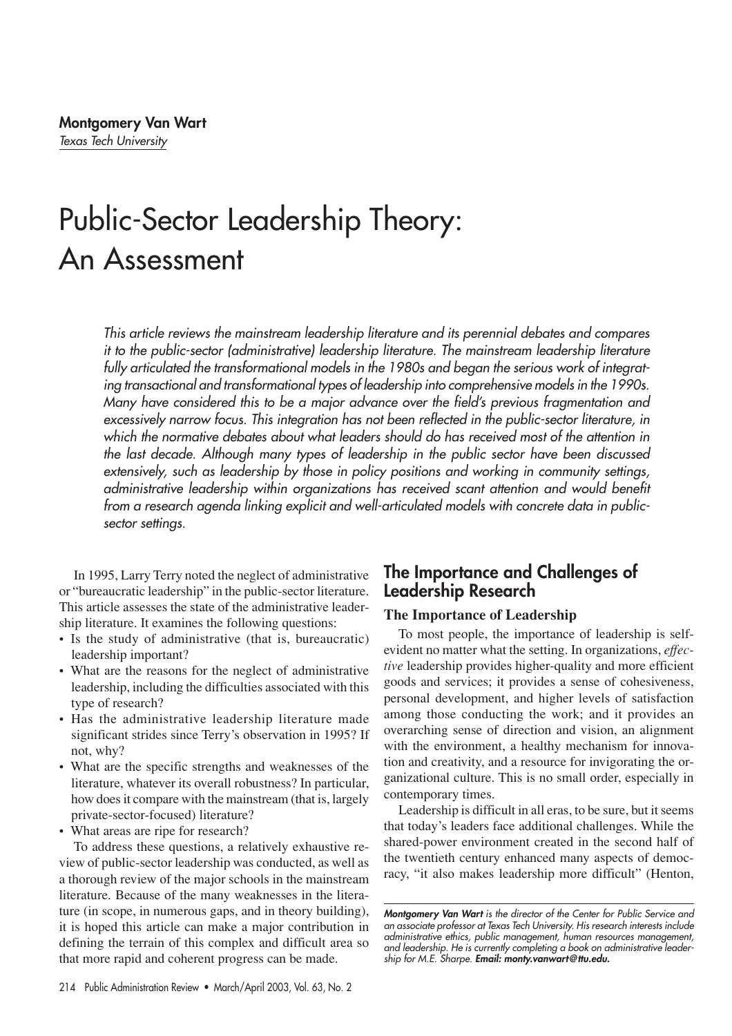**Montgomery Van Wart**
*Texas Tech University*

# Public-Sector Leadership Theory: An Assessment

*This article reviews the mainstream leadership literature and its perennial debates and compares it to the public-sector (administrative) leadership literature. The mainstream leadership literature fully articulated the transformational models in the 1980s and began the serious work of integrating transactional and transformational types of leadership into comprehensive models in the 1990s. Many have considered this to be a major advance over the field's previous fragmentation and excessively narrow focus. This integration has not been reflected in the public-sector literature, in which the normative debates about what leaders should do has received most of the attention in the last decade. Although many types of leadership in the public sector have been discussed extensively, such as leadership by those in policy positions and working in community settings, administrative leadership within organizations has received scant attention and would benefit from a research agenda linking explicit and well-articulated models with concrete data in public-sector settings.*

In 1995, Larry Terry noted the neglect of administrative or "bureaucratic leadership" in the public-sector literature. This article assesses the state of the administrative leadership literature. It examines the following questions:

- Is the study of administrative (that is, bureaucratic) leadership important?
- What are the reasons for the neglect of administrative leadership, including the difficulties associated with this type of research?
- Has the administrative leadership literature made significant strides since Terry's observation in 1995? If not, why?
- What are the specific strengths and weaknesses of the literature, whatever its overall robustness? In particular, how does it compare with the mainstream (that is, largely private-sector-focused) literature?
- What areas are ripe for research?

To address these questions, a relatively exhaustive review of public-sector leadership was conducted, as well as a thorough review of the major schools in the mainstream literature. Because of the many weaknesses in the literature (in scope, in numerous gaps, and in theory building), it is hoped this article can make a major contribution in defining the terrain of this complex and difficult area so that more rapid and coherent progress can be made.

## The Importance and Challenges of Leadership Research

### The Importance of Leadership

To most people, the importance of leadership is self-evident no matter what the setting. In organizations, *effective* leadership provides higher-quality and more efficient goods and services; it provides a sense of cohesiveness, personal development, and higher levels of satisfaction among those conducting the work; and it provides an overarching sense of direction and vision, an alignment with the environment, a healthy mechanism for innovation and creativity, and a resource for invigorating the organizational culture. This is no small order, especially in contemporary times.

Leadership is difficult in all eras, to be sure, but it seems that today's leaders face additional challenges. While the shared-power environment created in the second half of the twentieth century enhanced many aspects of democracy, "it also makes leadership more difficult" (Henton,

***Montgomery Van Wart*** *is the director of the Center for Public Service and an associate professor at Texas Tech University. His research interests include administrative ethics, public management, human resources management, and leadership. He is currently completing a book on administrative leadership for M.E. Sharpe.* ***Email: monty.vanwart@ttu.edu.***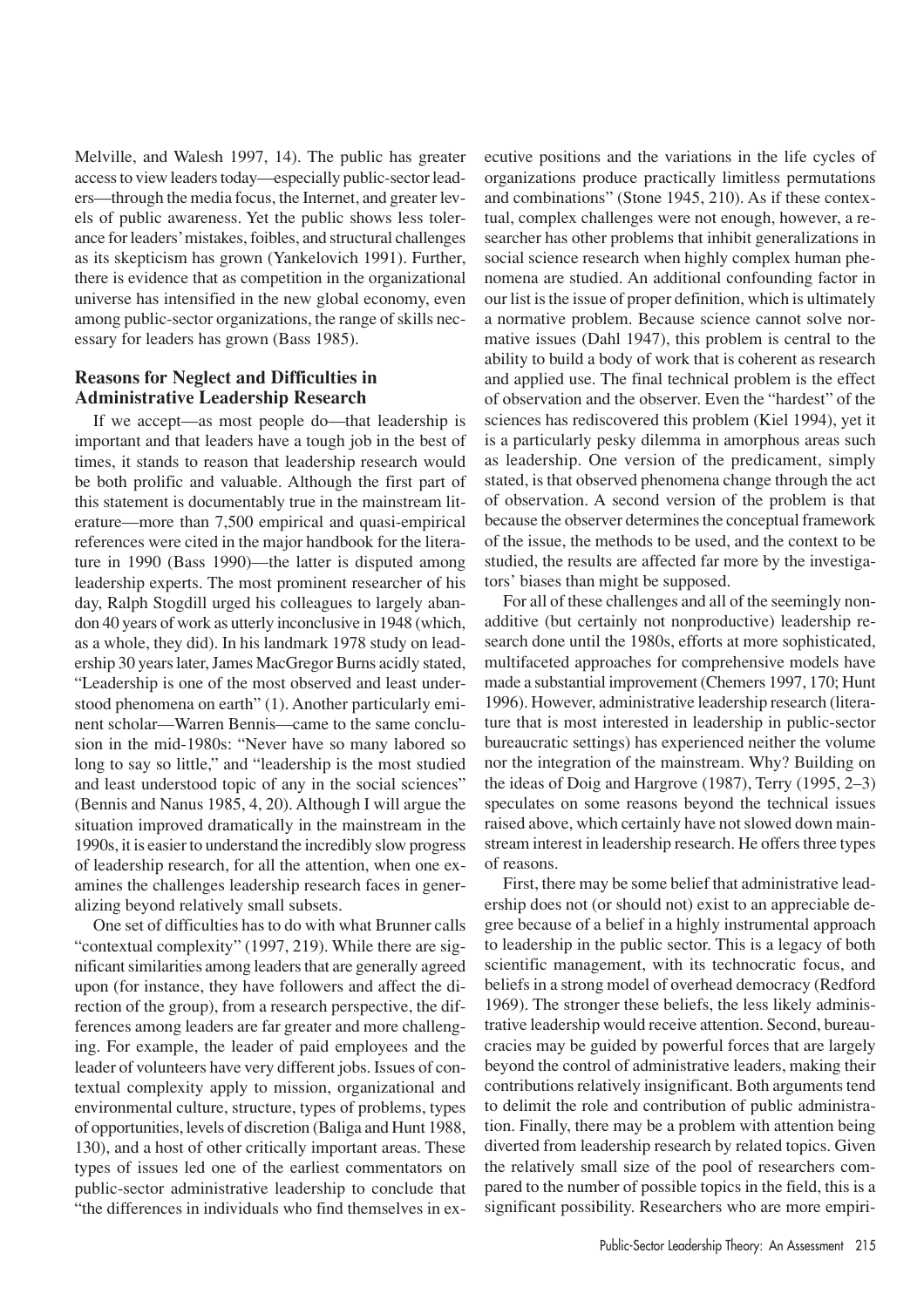Melville, and Walesh 1997, 14). The public has greater access to view leaders today—especially public-sector leaders—through the media focus, the Internet, and greater levels of public awareness. Yet the public shows less tolerance for leaders' mistakes, foibles, and structural challenges as its skepticism has grown (Yankelovich 1991). Further, there is evidence that as competition in the organizational universe has intensified in the new global economy, even among public-sector organizations, the range of skills necessary for leaders has grown (Bass 1985).

## Reasons for Neglect and Difficulties in Administrative Leadership Research

If we accept—as most people do—that leadership is important and that leaders have a tough job in the best of times, it stands to reason that leadership research would be both prolific and valuable. Although the first part of this statement is documentably true in the mainstream literature—more than 7,500 empirical and quasi-empirical references were cited in the major handbook for the literature in 1990 (Bass 1990)—the latter is disputed among leadership experts. The most prominent researcher of his day, Ralph Stogdill urged his colleagues to largely abandon 40 years of work as utterly inconclusive in 1948 (which, as a whole, they did). In his landmark 1978 study on leadership 30 years later, James MacGregor Burns acidly stated, "Leadership is one of the most observed and least understood phenomena on earth" (1). Another particularly eminent scholar—Warren Bennis—came to the same conclusion in the mid-1980s: "Never have so many labored so long to say so little," and "leadership is the most studied and least understood topic of any in the social sciences" (Bennis and Nanus 1985, 4, 20). Although I will argue the situation improved dramatically in the mainstream in the 1990s, it is easier to understand the incredibly slow progress of leadership research, for all the attention, when one examines the challenges leadership research faces in generalizing beyond relatively small subsets.

One set of difficulties has to do with what Brunner calls "contextual complexity" (1997, 219). While there are significant similarities among leaders that are generally agreed upon (for instance, they have followers and affect the direction of the group), from a research perspective, the differences among leaders are far greater and more challenging. For example, the leader of paid employees and the leader of volunteers have very different jobs. Issues of contextual complexity apply to mission, organizational and environmental culture, structure, types of problems, types of opportunities, levels of discretion (Baliga and Hunt 1988, 130), and a host of other critically important areas. These types of issues led one of the earliest commentators on public-sector administrative leadership to conclude that "the differences in individuals who find themselves in executive positions and the variations in the life cycles of organizations produce practically limitless permutations and combinations" (Stone 1945, 210). As if these contextual, complex challenges were not enough, however, a researcher has other problems that inhibit generalizations in social science research when highly complex human phenomena are studied. An additional confounding factor in our list is the issue of proper definition, which is ultimately a normative problem. Because science cannot solve normative issues (Dahl 1947), this problem is central to the ability to build a body of work that is coherent as research and applied use. The final technical problem is the effect of observation and the observer. Even the "hardest" of the sciences has rediscovered this problem (Kiel 1994), yet it is a particularly pesky dilemma in amorphous areas such as leadership. One version of the predicament, simply stated, is that observed phenomena change through the act of observation. A second version of the problem is that because the observer determines the conceptual framework of the issue, the methods to be used, and the context to be studied, the results are affected far more by the investigators' biases than might be supposed.

For all of these challenges and all of the seemingly nonadditive (but certainly not nonproductive) leadership research done until the 1980s, efforts at more sophisticated, multifaceted approaches for comprehensive models have made a substantial improvement (Chemers 1997, 170; Hunt 1996). However, administrative leadership research (literature that is most interested in leadership in public-sector bureaucratic settings) has experienced neither the volume nor the integration of the mainstream. Why? Building on the ideas of Doig and Hargrove (1987), Terry (1995, 2–3) speculates on some reasons beyond the technical issues raised above, which certainly have not slowed down mainstream interest in leadership research. He offers three types of reasons.

First, there may be some belief that administrative leadership does not (or should not) exist to an appreciable degree because of a belief in a highly instrumental approach to leadership in the public sector. This is a legacy of both scientific management, with its technocratic focus, and beliefs in a strong model of overhead democracy (Redford 1969). The stronger these beliefs, the less likely administrative leadership would receive attention. Second, bureaucracies may be guided by powerful forces that are largely beyond the control of administrative leaders, making their contributions relatively insignificant. Both arguments tend to delimit the role and contribution of public administration. Finally, there may be a problem with attention being diverted from leadership research by related topics. Given the relatively small size of the pool of researchers compared to the number of possible topics in the field, this is a significant possibility. Researchers who are more empiri-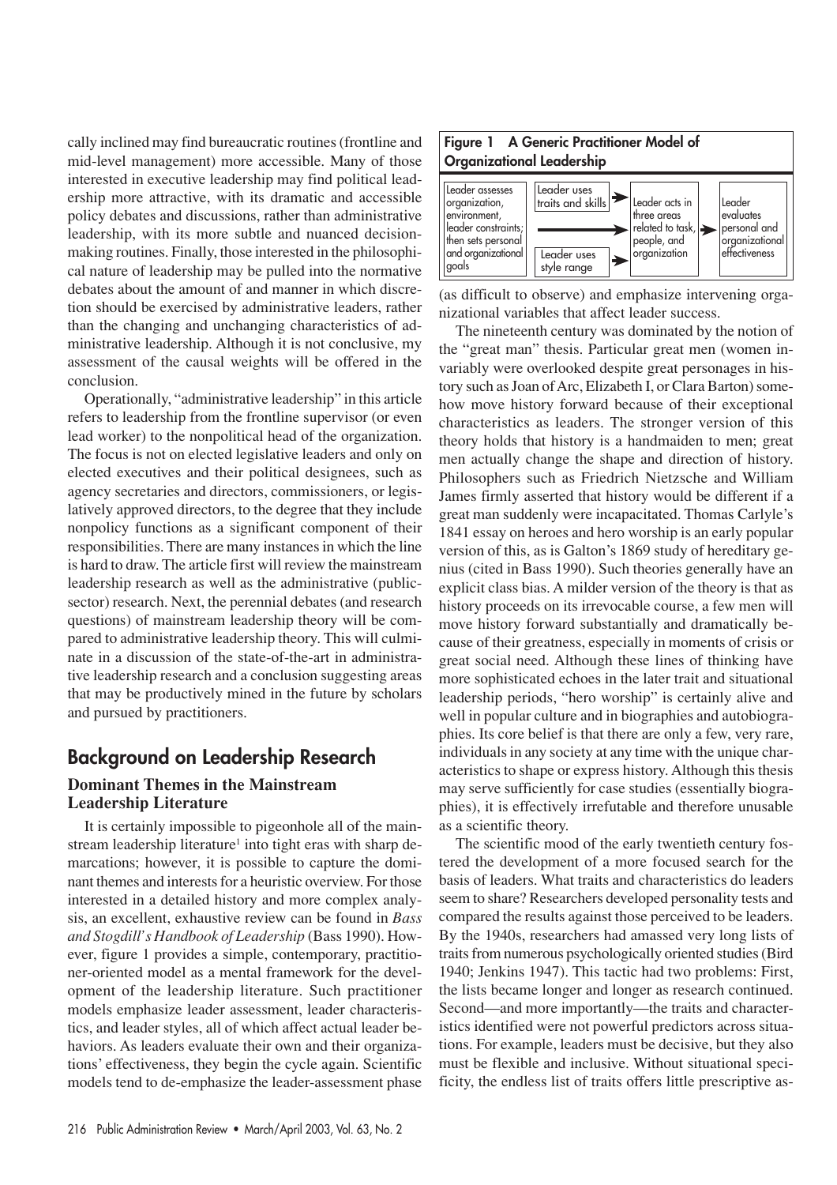cally inclined may find bureaucratic routines (frontline and mid-level management) more accessible. Many of those interested in executive leadership may find political leadership more attractive, with its dramatic and accessible policy debates and discussions, rather than administrative leadership, with its more subtle and nuanced decision-making routines. Finally, those interested in the philosophical nature of leadership may be pulled into the normative debates about the amount of and manner in which discretion should be exercised by administrative leaders, rather than the changing and unchanging characteristics of administrative leadership. Although it is not conclusive, my assessment of the causal weights will be offered in the conclusion.

Operationally, "administrative leadership" in this article refers to leadership from the frontline supervisor (or even lead worker) to the nonpolitical head of the organization. The focus is not on elected legislative leaders and only on elected executives and their political designees, such as agency secretaries and directors, commissioners, or legislatively approved directors, to the degree that they include nonpolicy functions as a significant component of their responsibilities. There are many instances in which the line is hard to draw. The article first will review the mainstream leadership research as well as the administrative (public-sector) research. Next, the perennial debates (and research questions) of mainstream leadership theory will be compared to administrative leadership theory. This will culminate in a discussion of the state-of-the-art in administrative leadership research and a conclusion suggesting areas that may be productively mined in the future by scholars and pursued by practitioners.

## Background on Leadership Research

### Dominant Themes in the Mainstream Leadership Literature

It is certainly impossible to pigeonhole all of the mainstream leadership literature[1] into tight eras with sharp demarcations; however, it is possible to capture the dominant themes and interests for a heuristic overview. For those interested in a detailed history and more complex analysis, an excellent, exhaustive review can be found in *Bass and Stogdill's Handbook of Leadership* (Bass 1990). However, figure 1 provides a simple, contemporary, practitioner-oriented model as a mental framework for the development of the leadership literature. Such practitioner models emphasize leader assessment, leader characteristics, and leader styles, all of which affect actual leader behaviors. As leaders evaluate their own and their organizations' effectiveness, they begin the cycle again. Scientific models tend to de-emphasize the leader-assessment phase (as difficult to observe) and emphasize intervening organizational variables that affect leader success.

**Figure 1 A Generic Practitioner Model of Organizational Leadership**

| Leader assesses organization, environment, leader constraints; then sets personal and organizational goals | → Leader uses traits and skills / Leader uses style range → | Leader acts in three areas related to task, people, and organization | → | Leader evaluates personal and organizational effectiveness |
|---|---|---|---|---|

The nineteenth century was dominated by the notion of the "great man" thesis. Particular great men (women invariably were overlooked despite great personages in history such as Joan of Arc, Elizabeth I, or Clara Barton) somehow move history forward because of their exceptional characteristics as leaders. The stronger version of this theory holds that history is a handmaiden to men; great men actually change the shape and direction of history. Philosophers such as Friedrich Nietzsche and William James firmly asserted that history would be different if a great man suddenly were incapacitated. Thomas Carlyle's 1841 essay on heroes and hero worship is an early popular version of this, as is Galton's 1869 study of hereditary genius (cited in Bass 1990). Such theories generally have an explicit class bias. A milder version of the theory is that as history proceeds on its irrevocable course, a few men will move history forward substantially and dramatically because of their greatness, especially in moments of crisis or great social need. Although these lines of thinking have more sophisticated echoes in the later trait and situational leadership periods, "hero worship" is certainly alive and well in popular culture and in biographies and autobiographies. Its core belief is that there are only a few, very rare, individuals in any society at any time with the unique characteristics to shape or express history. Although this thesis may serve sufficiently for case studies (essentially biographies), it is effectively irrefutable and therefore unusable as a scientific theory.

The scientific mood of the early twentieth century fostered the development of a more focused search for the basis of leaders. What traits and characteristics do leaders seem to share? Researchers developed personality tests and compared the results against those perceived to be leaders. By the 1940s, researchers had amassed very long lists of traits from numerous psychologically oriented studies (Bird 1940; Jenkins 1947). This tactic had two problems: First, the lists became longer and longer as research continued. Second—and more importantly—the traits and characteristics identified were not powerful predictors across situations. For example, leaders must be decisive, but they also must be flexible and inclusive. Without situational specificity, the endless list of traits offers little prescriptive as-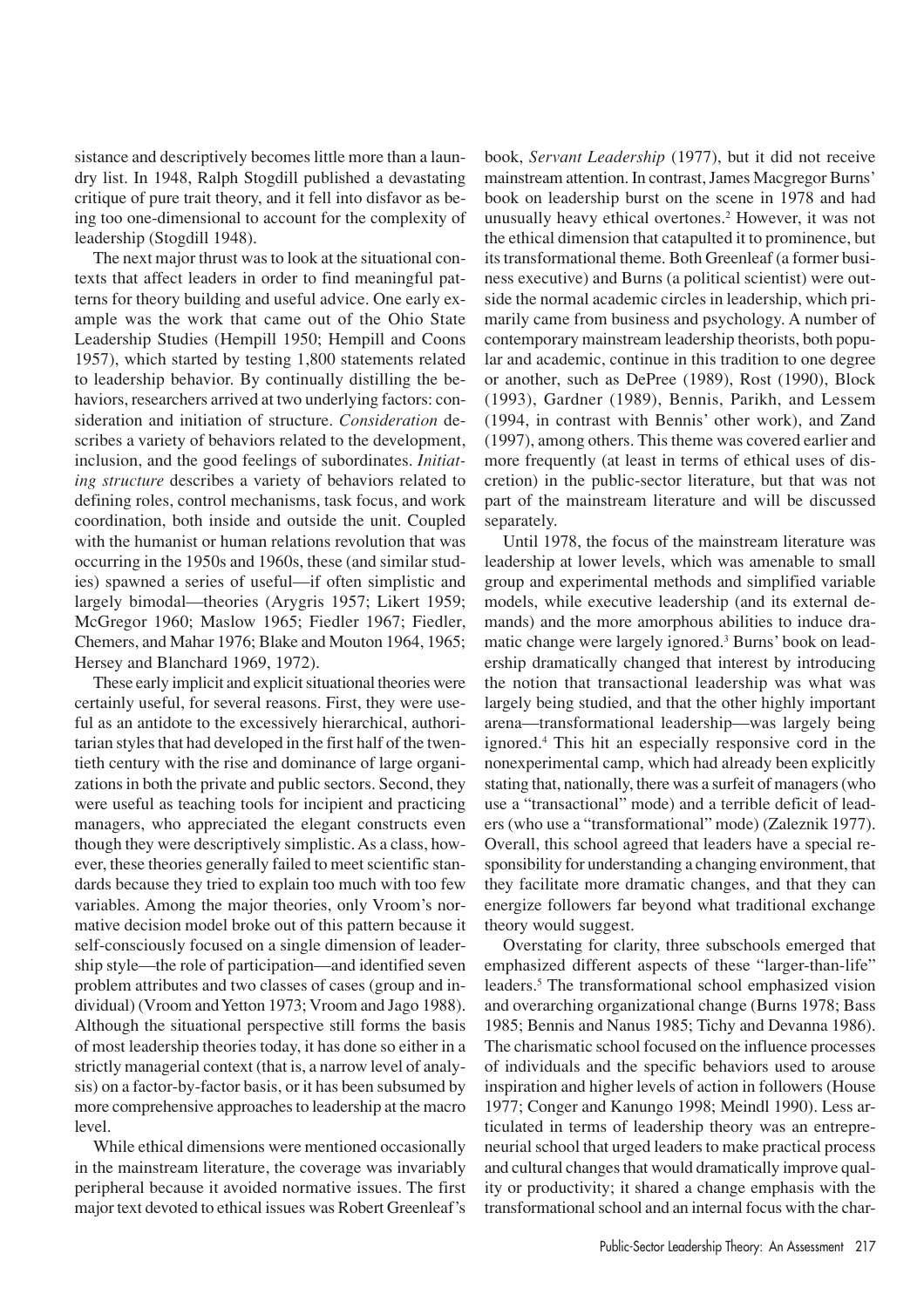sistance and descriptively becomes little more than a laundry list. In 1948, Ralph Stogdill published a devastating critique of pure trait theory, and it fell into disfavor as being too one-dimensional to account for the complexity of leadership (Stogdill 1948).

The next major thrust was to look at the situational contexts that affect leaders in order to find meaningful patterns for theory building and useful advice. One early example was the work that came out of the Ohio State Leadership Studies (Hempill 1950; Hempill and Coons 1957), which started by testing 1,800 statements related to leadership behavior. By continually distilling the behaviors, researchers arrived at two underlying factors: consideration and initiation of structure. *Consideration* describes a variety of behaviors related to the development, inclusion, and the good feelings of subordinates. *Initiating structure* describes a variety of behaviors related to defining roles, control mechanisms, task focus, and work coordination, both inside and outside the unit. Coupled with the humanist or human relations revolution that was occurring in the 1950s and 1960s, these (and similar studies) spawned a series of useful—if often simplistic and largely bimodal—theories (Arygris 1957; Likert 1959; McGregor 1960; Maslow 1965; Fiedler 1967; Fiedler, Chemers, and Mahar 1976; Blake and Mouton 1964, 1965; Hersey and Blanchard 1969, 1972).

These early implicit and explicit situational theories were certainly useful, for several reasons. First, they were useful as an antidote to the excessively hierarchical, authoritarian styles that had developed in the first half of the twentieth century with the rise and dominance of large organizations in both the private and public sectors. Second, they were useful as teaching tools for incipient and practicing managers, who appreciated the elegant constructs even though they were descriptively simplistic. As a class, however, these theories generally failed to meet scientific standards because they tried to explain too much with too few variables. Among the major theories, only Vroom's normative decision model broke out of this pattern because it self-consciously focused on a single dimension of leadership style—the role of participation—and identified seven problem attributes and two classes of cases (group and individual) (Vroom and Yetton 1973; Vroom and Jago 1988). Although the situational perspective still forms the basis of most leadership theories today, it has done so either in a strictly managerial context (that is, a narrow level of analysis) on a factor-by-factor basis, or it has been subsumed by more comprehensive approaches to leadership at the macro level.

While ethical dimensions were mentioned occasionally in the mainstream literature, the coverage was invariably peripheral because it avoided normative issues. The first major text devoted to ethical issues was Robert Greenleaf's book, *Servant Leadership* (1977), but it did not receive mainstream attention. In contrast, James Macgregor Burns' book on leadership burst on the scene in 1978 and had unusually heavy ethical overtones.[2] However, it was not the ethical dimension that catapulted it to prominence, but its transformational theme. Both Greenleaf (a former business executive) and Burns (a political scientist) were outside the normal academic circles in leadership, which primarily came from business and psychology. A number of contemporary mainstream leadership theorists, both popular and academic, continue in this tradition to one degree or another, such as DePree (1989), Rost (1990), Block (1993), Gardner (1989), Bennis, Parikh, and Lessem (1994, in contrast with Bennis' other work), and Zand (1997), among others. This theme was covered earlier and more frequently (at least in terms of ethical uses of discretion) in the public-sector literature, but that was not part of the mainstream literature and will be discussed separately.

Until 1978, the focus of the mainstream literature was leadership at lower levels, which was amenable to small group and experimental methods and simplified variable models, while executive leadership (and its external demands) and the more amorphous abilities to induce dramatic change were largely ignored.[3] Burns' book on leadership dramatically changed that interest by introducing the notion that transactional leadership was what was largely being studied, and that the other highly important arena—transformational leadership—was largely being ignored.[4] This hit an especially responsive cord in the nonexperimental camp, which had already been explicitly stating that, nationally, there was a surfeit of managers (who use a "transactional" mode) and a terrible deficit of leaders (who use a "transformational" mode) (Zaleznik 1977). Overall, this school agreed that leaders have a special responsibility for understanding a changing environment, that they facilitate more dramatic changes, and that they can energize followers far beyond what traditional exchange theory would suggest.

Overstating for clarity, three subschools emerged that emphasized different aspects of these "larger-than-life" leaders.[5] The transformational school emphasized vision and overarching organizational change (Burns 1978; Bass 1985; Bennis and Nanus 1985; Tichy and Devanna 1986). The charismatic school focused on the influence processes of individuals and the specific behaviors used to arouse inspiration and higher levels of action in followers (House 1977; Conger and Kanungo 1998; Meindl 1990). Less articulated in terms of leadership theory was an entrepreneurial school that urged leaders to make practical process and cultural changes that would dramatically improve quality or productivity; it shared a change emphasis with the transformational school and an internal focus with the char-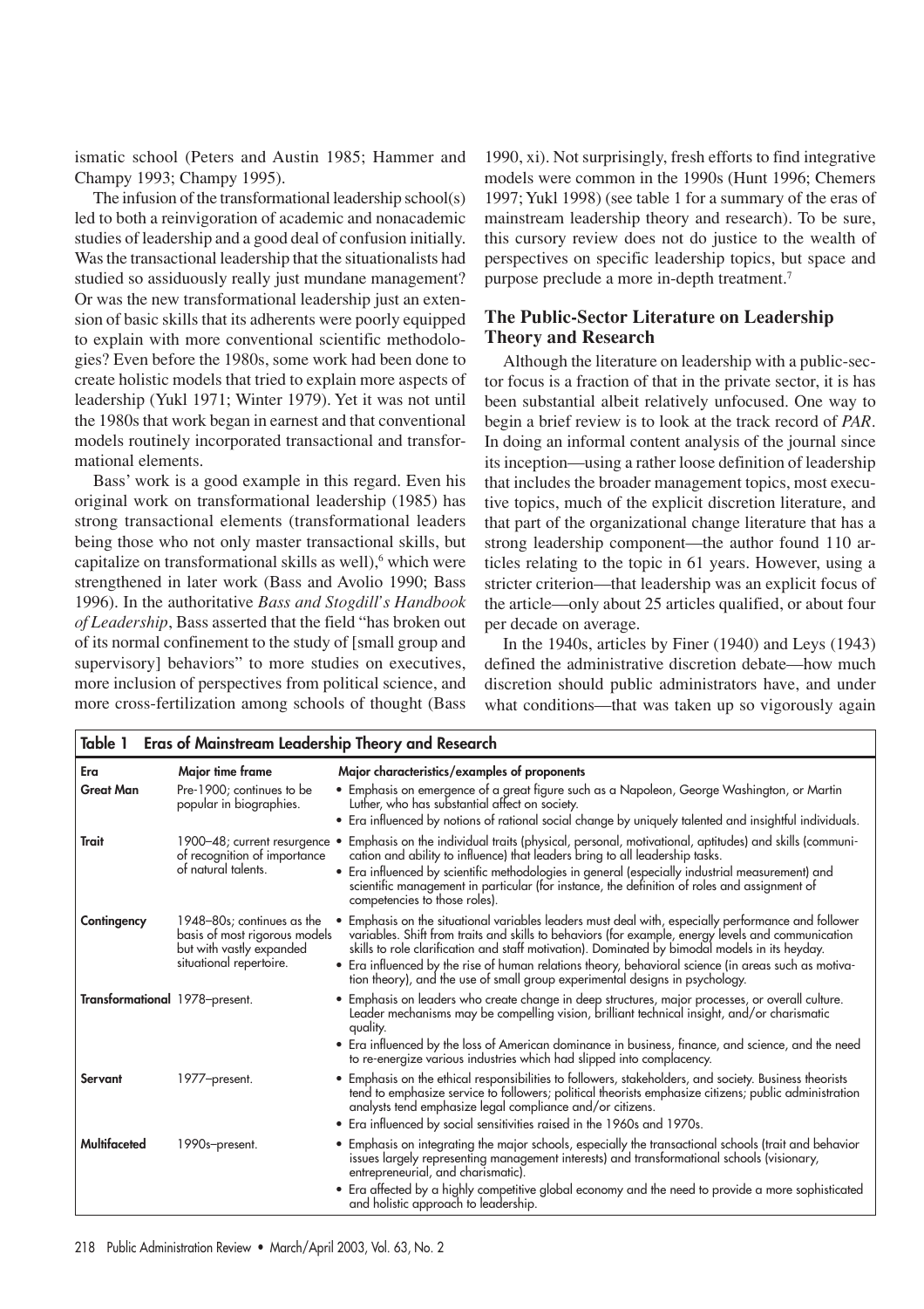ismatic school (Peters and Austin 1985; Hammer and Champy 1993; Champy 1995).

The infusion of the transformational leadership school(s) led to both a reinvigoration of academic and nonacademic studies of leadership and a good deal of confusion initially. Was the transactional leadership that the situationalists had studied so assiduously really just mundane management? Or was the new transformational leadership just an extension of basic skills that its adherents were poorly equipped to explain with more conventional scientific methodologies? Even before the 1980s, some work had been done to create holistic models that tried to explain more aspects of leadership (Yukl 1971; Winter 1979). Yet it was not until the 1980s that work began in earnest and that conventional models routinely incorporated transactional and transformational elements.

Bass' work is a good example in this regard. Even his original work on transformational leadership (1985) has strong transactional elements (transformational leaders being those who not only master transactional skills, but capitalize on transformational skills as well),[6] which were strengthened in later work (Bass and Avolio 1990; Bass 1996). In the authoritative *Bass and Stogdill's Handbook of Leadership*, Bass asserted that the field "has broken out of its normal confinement to the study of [small group and supervisory] behaviors" to more studies on executives, more inclusion of perspectives from political science, and more cross-fertilization among schools of thought (Bass 1990, xi). Not surprisingly, fresh efforts to find integrative models were common in the 1990s (Hunt 1996; Chemers 1997; Yukl 1998) (see table 1 for a summary of the eras of mainstream leadership theory and research). To be sure, this cursory review does not do justice to the wealth of perspectives on specific leadership topics, but space and purpose preclude a more in-depth treatment.[7]

## The Public-Sector Literature on Leadership Theory and Research

Although the literature on leadership with a public-sector focus is a fraction of that in the private sector, it is has been substantial albeit relatively unfocused. One way to begin a brief review is to look at the track record of *PAR*. In doing an informal content analysis of the journal since its inception—using a rather loose definition of leadership that includes the broader management topics, most executive topics, much of the explicit discretion literature, and that part of the organizational change literature that has a strong leadership component—the author found 110 articles relating to the topic in 61 years. However, using a stricter criterion—that leadership was an explicit focus of the article—only about 25 articles qualified, or about four per decade on average.

In the 1940s, articles by Finer (1940) and Leys (1943) defined the administrative discretion debate—how much discretion should public administrators have, and under what conditions—that was taken up so vigorously again

**Table 1 Eras of Mainstream Leadership Theory and Research**

| Era | Major time frame | Major characteristics/examples of proponents |
|---|---|---|
| **Great Man** | Pre-1900; continues to be popular in biographies. | • Emphasis on emergence of a great figure such as a Napoleon, George Washington, or Martin Luther, who has substantial affect on society.<br>• Era influenced by notions of rational social change by uniquely talented and insightful individuals. |
| **Trait** | 1900–48; current resurgence of recognition of importance of natural talents. | • Emphasis on the individual traits (physical, personal, motivational, aptitudes) and skills (communication and ability to influence) that leaders bring to all leadership tasks.<br>• Era influenced by scientific methodologies in general (especially industrial measurement) and scientific management in particular (for instance, the definition of roles and assignment of competencies to those roles). |
| **Contingency** | 1948–80s; continues as the basis of most rigorous models but with vastly expanded situational repertoire. | • Emphasis on the situational variables leaders must deal with, especially performance and follower variables. Shift from traits and skills to behaviors (for example, energy levels and communication skills to role clarification and staff motivation). Dominated by bimodal models in its heyday.<br>• Era influenced by the rise of human relations theory, behavioral science (in areas such as motivation theory), and the use of small group experimental designs in psychology. |
| **Transformational** | 1978–present. | • Emphasis on leaders who create change in deep structures, major processes, or overall culture. Leader mechanisms may be compelling vision, brilliant technical insight, and/or charismatic quality.<br>• Era influenced by the loss of American dominance in business, finance, and science, and the need to re-energize various industries which had slipped into complacency. |
| **Servant** | 1977–present. | • Emphasis on the ethical responsibilities to followers, stakeholders, and society. Business theorists tend to emphasize service to followers; political theorists emphasize citizens; public administration analysts tend emphasize legal compliance and/or citizens.<br>• Era influenced by social sensitivities raised in the 1960s and 1970s. |
| **Multifaceted** | 1990s–present. | • Emphasis on integrating the major schools, especially the transactional schools (trait and behavior issues largely representing management interests) and transformational schools (visionary, entrepreneurial, and charismatic).<br>• Era affected by a highly competitive global economy and the need to provide a more sophisticated and holistic approach to leadership. |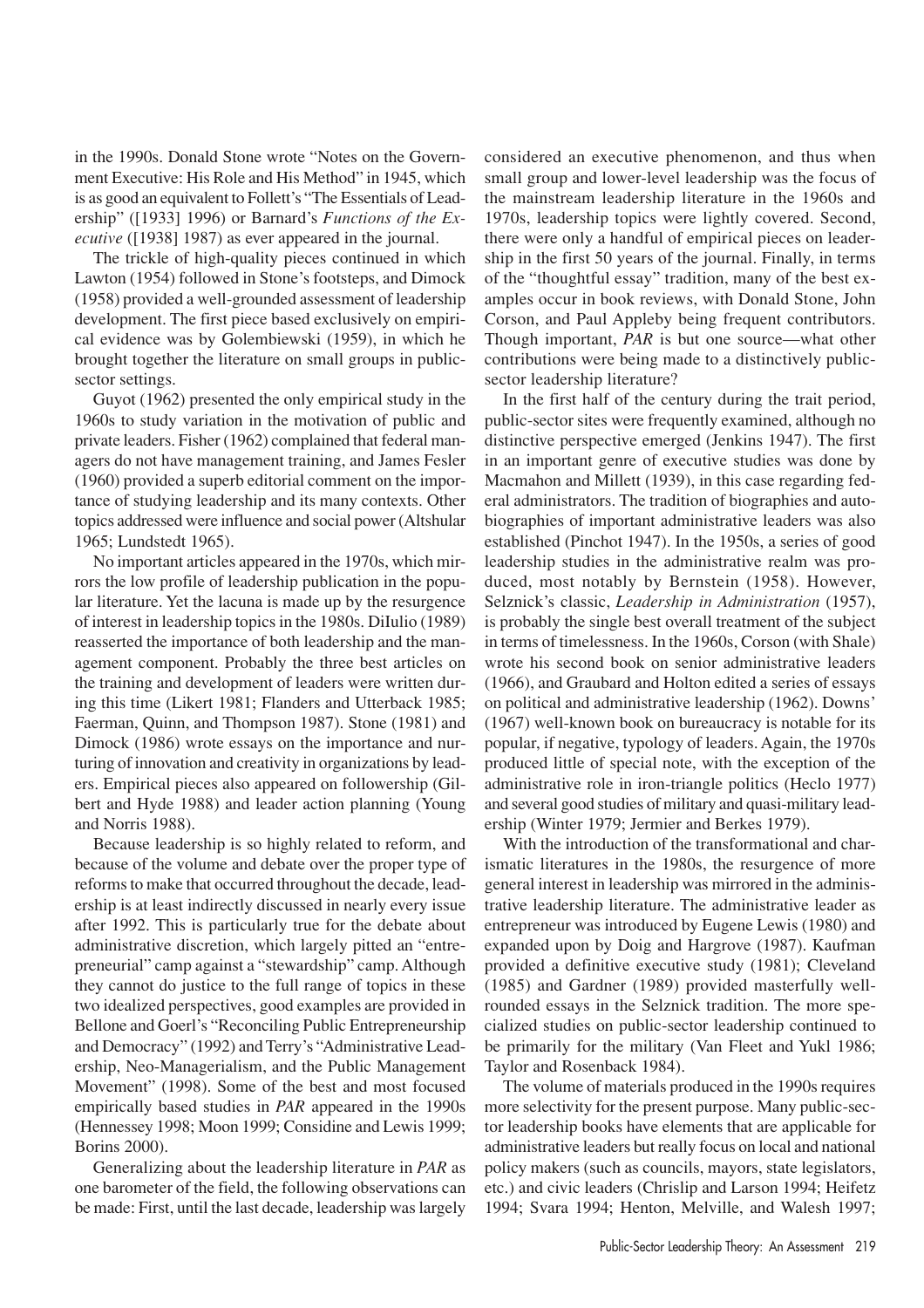in the 1990s. Donald Stone wrote "Notes on the Government Executive: His Role and His Method" in 1945, which is as good an equivalent to Follett's "The Essentials of Leadership" ([1933] 1996) or Barnard's *Functions of the Executive* ([1938] 1987) as ever appeared in the journal.

The trickle of high-quality pieces continued in which Lawton (1954) followed in Stone's footsteps, and Dimock (1958) provided a well-grounded assessment of leadership development. The first piece based exclusively on empirical evidence was by Golembiewski (1959), in which he brought together the literature on small groups in public-sector settings.

Guyot (1962) presented the only empirical study in the 1960s to study variation in the motivation of public and private leaders. Fisher (1962) complained that federal managers do not have management training, and James Fesler (1960) provided a superb editorial comment on the importance of studying leadership and its many contexts. Other topics addressed were influence and social power (Altshular 1965; Lundstedt 1965).

No important articles appeared in the 1970s, which mirrors the low profile of leadership publication in the popular literature. Yet the lacuna is made up by the resurgence of interest in leadership topics in the 1980s. DiIulio (1989) reasserted the importance of both leadership and the management component. Probably the three best articles on the training and development of leaders were written during this time (Likert 1981; Flanders and Utterback 1985; Faerman, Quinn, and Thompson 1987). Stone (1981) and Dimock (1986) wrote essays on the importance and nurturing of innovation and creativity in organizations by leaders. Empirical pieces also appeared on followership (Gilbert and Hyde 1988) and leader action planning (Young and Norris 1988).

Because leadership is so highly related to reform, and because of the volume and debate over the proper type of reforms to make that occurred throughout the decade, leadership is at least indirectly discussed in nearly every issue after 1992. This is particularly true for the debate about administrative discretion, which largely pitted an "entrepreneurial" camp against a "stewardship" camp. Although they cannot do justice to the full range of topics in these two idealized perspectives, good examples are provided in Bellone and Goerl's "Reconciling Public Entrepreneurship and Democracy" (1992) and Terry's "Administrative Leadership, Neo-Managerialism, and the Public Management Movement" (1998). Some of the best and most focused empirically based studies in *PAR* appeared in the 1990s (Hennessey 1998; Moon 1999; Considine and Lewis 1999; Borins 2000).

Generalizing about the leadership literature in *PAR* as one barometer of the field, the following observations can be made: First, until the last decade, leadership was largely considered an executive phenomenon, and thus when small group and lower-level leadership was the focus of the mainstream leadership literature in the 1960s and 1970s, leadership topics were lightly covered. Second, there were only a handful of empirical pieces on leadership in the first 50 years of the journal. Finally, in terms of the "thoughtful essay" tradition, many of the best examples occur in book reviews, with Donald Stone, John Corson, and Paul Appleby being frequent contributors. Though important, *PAR* is but one source—what other contributions were being made to a distinctively public-sector leadership literature?

In the first half of the century during the trait period, public-sector sites were frequently examined, although no distinctive perspective emerged (Jenkins 1947). The first in an important genre of executive studies was done by Macmahon and Millett (1939), in this case regarding federal administrators. The tradition of biographies and autobiographies of important administrative leaders was also established (Pinchot 1947). In the 1950s, a series of good leadership studies in the administrative realm was produced, most notably by Bernstein (1958). However, Selznick's classic, *Leadership in Administration* (1957), is probably the single best overall treatment of the subject in terms of timelessness. In the 1960s, Corson (with Shale) wrote his second book on senior administrative leaders (1966), and Graubard and Holton edited a series of essays on political and administrative leadership (1962). Downs' (1967) well-known book on bureaucracy is notable for its popular, if negative, typology of leaders. Again, the 1970s produced little of special note, with the exception of the administrative role in iron-triangle politics (Heclo 1977) and several good studies of military and quasi-military leadership (Winter 1979; Jermier and Berkes 1979).

With the introduction of the transformational and charismatic literatures in the 1980s, the resurgence of more general interest in leadership was mirrored in the administrative leadership literature. The administrative leader as entrepreneur was introduced by Eugene Lewis (1980) and expanded upon by Doig and Hargrove (1987). Kaufman provided a definitive executive study (1981); Cleveland (1985) and Gardner (1989) provided masterfully well-rounded essays in the Selznick tradition. The more specialized studies on public-sector leadership continued to be primarily for the military (Van Fleet and Yukl 1986; Taylor and Rosenback 1984).

The volume of materials produced in the 1990s requires more selectivity for the present purpose. Many public-sector leadership books have elements that are applicable for administrative leaders but really focus on local and national policy makers (such as councils, mayors, state legislators, etc.) and civic leaders (Chrislip and Larson 1994; Heifetz 1994; Svara 1994; Henton, Melville, and Walesh 1997;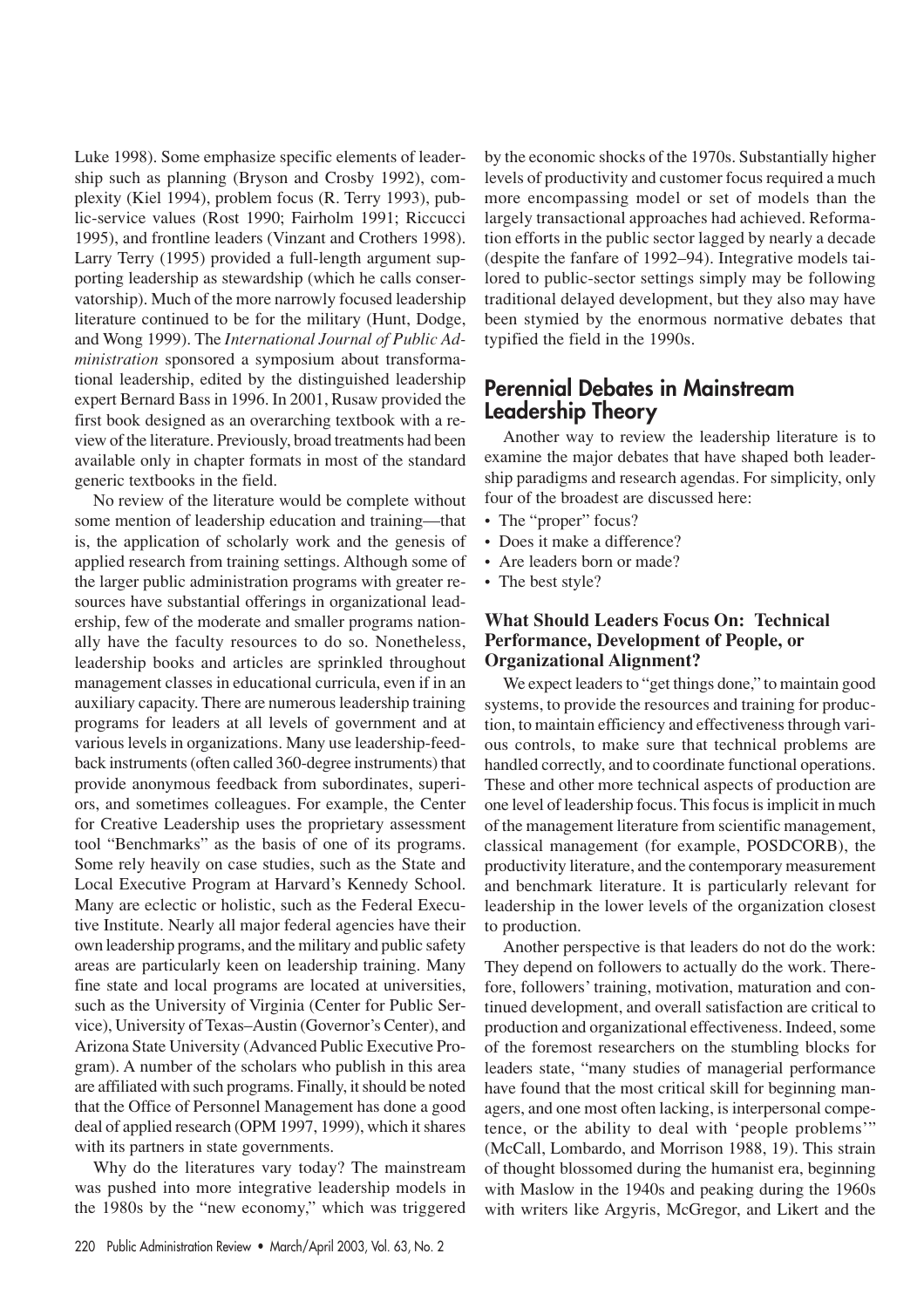Luke 1998). Some emphasize specific elements of leadership such as planning (Bryson and Crosby 1992), complexity (Kiel 1994), problem focus (R. Terry 1993), public-service values (Rost 1990; Fairholm 1991; Riccucci 1995), and frontline leaders (Vinzant and Crothers 1998). Larry Terry (1995) provided a full-length argument supporting leadership as stewardship (which he calls conservatorship). Much of the more narrowly focused leadership literature continued to be for the military (Hunt, Dodge, and Wong 1999). The *International Journal of Public Administration* sponsored a symposium about transformational leadership, edited by the distinguished leadership expert Bernard Bass in 1996. In 2001, Rusaw provided the first book designed as an overarching textbook with a review of the literature. Previously, broad treatments had been available only in chapter formats in most of the standard generic textbooks in the field.

No review of the literature would be complete without some mention of leadership education and training—that is, the application of scholarly work and the genesis of applied research from training settings. Although some of the larger public administration programs with greater resources have substantial offerings in organizational leadership, few of the moderate and smaller programs nationally have the faculty resources to do so. Nonetheless, leadership books and articles are sprinkled throughout management classes in educational curricula, even if in an auxiliary capacity. There are numerous leadership training programs for leaders at all levels of government and at various levels in organizations. Many use leadership-feedback instruments (often called 360-degree instruments) that provide anonymous feedback from subordinates, superiors, and sometimes colleagues. For example, the Center for Creative Leadership uses the proprietary assessment tool "Benchmarks" as the basis of one of its programs. Some rely heavily on case studies, such as the State and Local Executive Program at Harvard's Kennedy School. Many are eclectic or holistic, such as the Federal Executive Institute. Nearly all major federal agencies have their own leadership programs, and the military and public safety areas are particularly keen on leadership training. Many fine state and local programs are located at universities, such as the University of Virginia (Center for Public Service), University of Texas–Austin (Governor's Center), and Arizona State University (Advanced Public Executive Program). A number of the scholars who publish in this area are affiliated with such programs. Finally, it should be noted that the Office of Personnel Management has done a good deal of applied research (OPM 1997, 1999), which it shares with its partners in state governments.

Why do the literatures vary today? The mainstream was pushed into more integrative leadership models in the 1980s by the "new economy," which was triggered by the economic shocks of the 1970s. Substantially higher levels of productivity and customer focus required a much more encompassing model or set of models than the largely transactional approaches had achieved. Reformation efforts in the public sector lagged by nearly a decade (despite the fanfare of 1992–94). Integrative models tailored to public-sector settings simply may be following traditional delayed development, but they also may have been stymied by the enormous normative debates that typified the field in the 1990s.

## Perennial Debates in Mainstream Leadership Theory

Another way to review the leadership literature is to examine the major debates that have shaped both leadership paradigms and research agendas. For simplicity, only four of the broadest are discussed here:

- The "proper" focus?
- Does it make a difference?
- Are leaders born or made?
- The best style?

### What Should Leaders Focus On: Technical Performance, Development of People, or Organizational Alignment?

We expect leaders to "get things done," to maintain good systems, to provide the resources and training for production, to maintain efficiency and effectiveness through various controls, to make sure that technical problems are handled correctly, and to coordinate functional operations. These and other more technical aspects of production are one level of leadership focus. This focus is implicit in much of the management literature from scientific management, classical management (for example, POSDCORB), the productivity literature, and the contemporary measurement and benchmark literature. It is particularly relevant for leadership in the lower levels of the organization closest to production.

Another perspective is that leaders do not do the work: They depend on followers to actually do the work. Therefore, followers' training, motivation, maturation and continued development, and overall satisfaction are critical to production and organizational effectiveness. Indeed, some of the foremost researchers on the stumbling blocks for leaders state, "many studies of managerial performance have found that the most critical skill for beginning managers, and one most often lacking, is interpersonal competence, or the ability to deal with 'people problems'" (McCall, Lombardo, and Morrison 1988, 19). This strain of thought blossomed during the humanist era, beginning with Maslow in the 1940s and peaking during the 1960s with writers like Argyris, McGregor, and Likert and the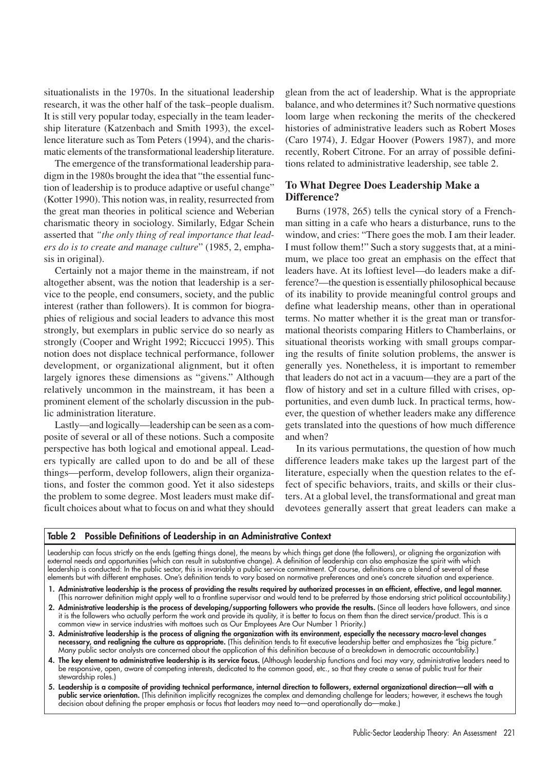situationalists in the 1970s. In the situational leadership research, it was the other half of the task–people dualism. It is still very popular today, especially in the team leadership literature (Katzenbach and Smith 1993), the excellence literature such as Tom Peters (1994), and the charismatic elements of the transformational leadership literature.

The emergence of the transformational leadership paradigm in the 1980s brought the idea that "the essential function of leadership is to produce adaptive or useful change" (Kotter 1990). This notion was, in reality, resurrected from the great man theories in political science and Weberian charismatic theory in sociology. Similarly, Edgar Schein asserted that *"the only thing of real importance that leaders do is to create and manage culture"* (1985, 2, emphasis in original).

Certainly not a major theme in the mainstream, if not altogether absent, was the notion that leadership is a service to the people, end consumers, society, and the public interest (rather than followers). It is common for biographies of religious and social leaders to advance this most strongly, but exemplars in public service do so nearly as strongly (Cooper and Wright 1992; Riccucci 1995). This notion does not displace technical performance, follower development, or organizational alignment, but it often largely ignores these dimensions as "givens." Although relatively uncommon in the mainstream, it has been a prominent element of the scholarly discussion in the public administration literature.

Lastly—and logically—leadership can be seen as a composite of several or all of these notions. Such a composite perspective has both logical and emotional appeal. Leaders typically are called upon to do and be all of these things—perform, develop followers, align their organizations, and foster the common good. Yet it also sidesteps the problem to some degree. Most leaders must make difficult choices about what to focus on and what they should glean from the act of leadership. What is the appropriate balance, and who determines it? Such normative questions loom large when reckoning the merits of the checkered histories of administrative leaders such as Robert Moses (Caro 1974), J. Edgar Hoover (Powers 1987), and more recently, Robert Citrone. For an array of possible definitions related to administrative leadership, see table 2.

## To What Degree Does Leadership Make a Difference?

Burns (1978, 265) tells the cynical story of a Frenchman sitting in a cafe who hears a disturbance, runs to the window, and cries: "There goes the mob. I am their leader. I must follow them!" Such a story suggests that, at a minimum, we place too great an emphasis on the effect that leaders have. At its loftiest level—do leaders make a difference?—the question is essentially philosophical because of its inability to provide meaningful control groups and define what leadership means, other than in operational terms. No matter whether it is the great man or transformational theorists comparing Hitlers to Chamberlains, or situational theorists working with small groups comparing the results of finite solution problems, the answer is generally yes. Nonetheless, it is important to remember that leaders do not act in a vacuum—they are a part of the flow of history and set in a culture filled with crises, opportunities, and even dumb luck. In practical terms, however, the question of whether leaders make any difference gets translated into the questions of how much difference and when?

In its various permutations, the question of how much difference leaders make takes up the largest part of the literature, especially when the question relates to the effect of specific behaviors, traits, and skills or their clusters. At a global level, the transformational and great man devotees generally assert that great leaders can make a

**Table 2 Possible Definitions of Leadership in an Administrative Context**

Leadership can focus strictly on the ends (getting things done), the means by which things get done (the followers), or aligning the organization with external needs and opportunities (which can result in substantive change). A definition of leadership can also emphasize the spirit with which leadership is conducted: In the public sector, this is invariably a public service commitment. Of course, definitions are a blend of several of these elements but with different emphases. One's definition tends to vary based on normative preferences and one's concrete situation and experience.

1. **Administrative leadership is the process of providing the results required by authorized processes in an efficient, effective, and legal manner.** (This narrower definition might apply well to a frontline supervisor and would tend to be preferred by those endorsing strict political accountability.)
2. **Administrative leadership is the process of developing/supporting followers who provide the results.** (Since all leaders have followers, and since it is the followers who actually perform the work and provide its quality, it is better to focus on them than the direct service/product. This is a common view in service industries with mottoes such as Our Employees Are Our Number 1 Priority.)
3. **Administrative leadership is the process of aligning the organization with its environment, especially the necessary macro-level changes necessary, and realigning the culture as appropriate.** (This definition tends to fit executive leadership better and emphasizes the "big picture." Many public sector analysts are concerned about the application of this definition because of a breakdown in democratic accountability.)
4. **The key element to administrative leadership is its service focus.** (Although leadership functions and foci may vary, administrative leaders need to be responsive, open, aware of competing interests, dedicated to the common good, etc., so that they create a sense of public trust for their stewardship roles.)
5. **Leadership is a composite of providing technical performance, internal direction to followers, external organizational direction—all with a public service orientation.** (This definition implicitly recognizes the complex and demanding challenge for leaders; however, it eschews the tough decision about defining the proper emphasis or focus that leaders may need to—and operationally do—make.)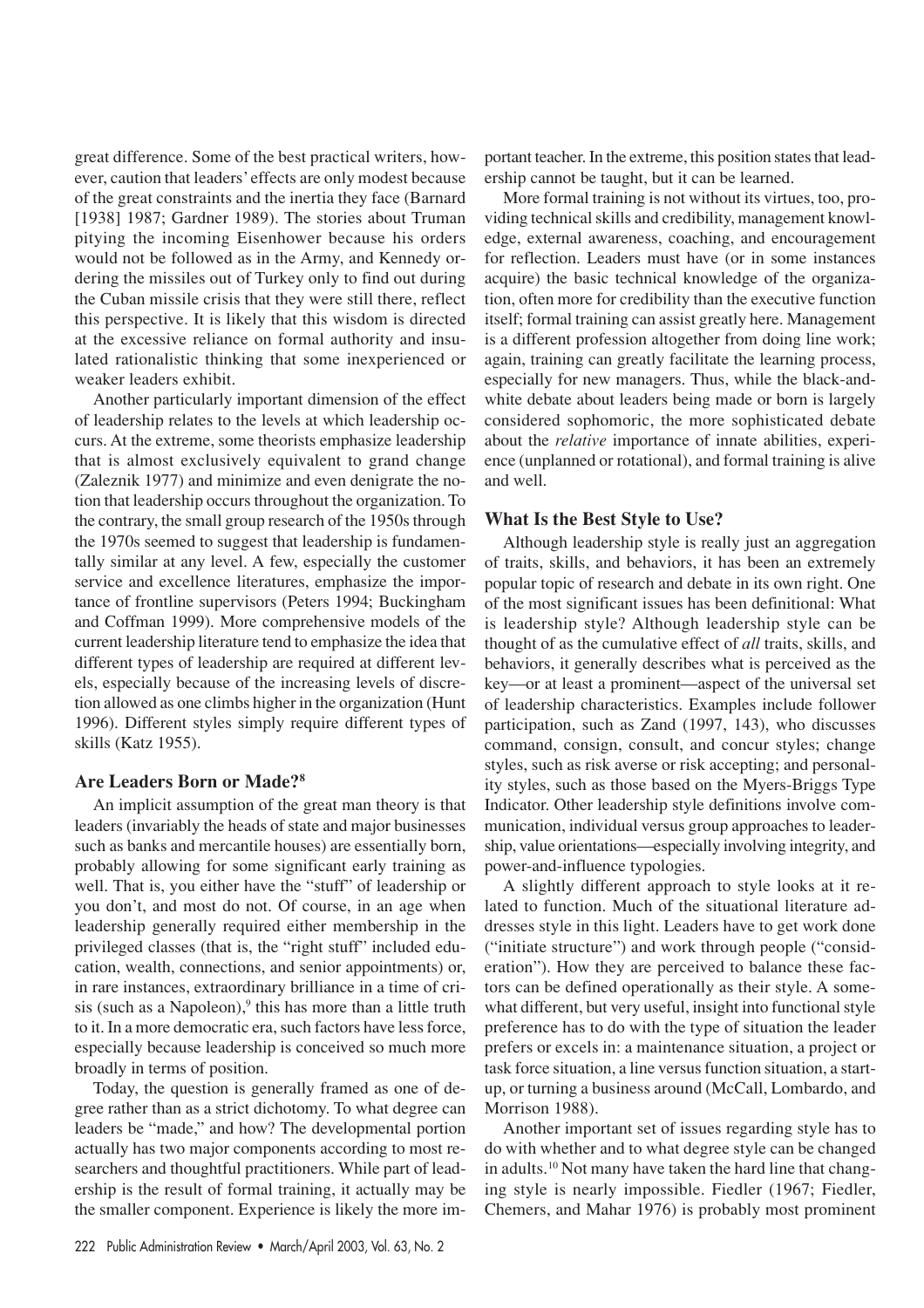great difference. Some of the best practical writers, however, caution that leaders' effects are only modest because of the great constraints and the inertia they face (Barnard [1938] 1987; Gardner 1989). The stories about Truman pitying the incoming Eisenhower because his orders would not be followed as in the Army, and Kennedy ordering the missiles out of Turkey only to find out during the Cuban missile crisis that they were still there, reflect this perspective. It is likely that this wisdom is directed at the excessive reliance on formal authority and insulated rationalistic thinking that some inexperienced or weaker leaders exhibit.

Another particularly important dimension of the effect of leadership relates to the levels at which leadership occurs. At the extreme, some theorists emphasize leadership that is almost exclusively equivalent to grand change (Zaleznik 1977) and minimize and even denigrate the notion that leadership occurs throughout the organization. To the contrary, the small group research of the 1950s through the 1970s seemed to suggest that leadership is fundamentally similar at any level. A few, especially the customer service and excellence literatures, emphasize the importance of frontline supervisors (Peters 1994; Buckingham and Coffman 1999). More comprehensive models of the current leadership literature tend to emphasize the idea that different types of leadership are required at different levels, especially because of the increasing levels of discretion allowed as one climbs higher in the organization (Hunt 1996). Different styles simply require different types of skills (Katz 1955).

### Are Leaders Born or Made?[8]

An implicit assumption of the great man theory is that leaders (invariably the heads of state and major businesses such as banks and mercantile houses) are essentially born, probably allowing for some significant early training as well. That is, you either have the "stuff" of leadership or you don't, and most do not. Of course, in an age when leadership generally required either membership in the privileged classes (that is, the "right stuff" included education, wealth, connections, and senior appointments) or, in rare instances, extraordinary brilliance in a time of crisis (such as a Napoleon),[9] this has more than a little truth to it. In a more democratic era, such factors have less force, especially because leadership is conceived so much more broadly in terms of position.

Today, the question is generally framed as one of degree rather than as a strict dichotomy. To what degree can leaders be "made," and how? The developmental portion actually has two major components according to most researchers and thoughtful practitioners. While part of leadership is the result of formal training, it actually may be the smaller component. Experience is likely the more important teacher. In the extreme, this position states that leadership cannot be taught, but it can be learned.

More formal training is not without its virtues, too, providing technical skills and credibility, management knowledge, external awareness, coaching, and encouragement for reflection. Leaders must have (or in some instances acquire) the basic technical knowledge of the organization, often more for credibility than the executive function itself; formal training can assist greatly here. Management is a different profession altogether from doing line work; again, training can greatly facilitate the learning process, especially for new managers. Thus, while the black-and-white debate about leaders being made or born is largely considered sophomoric, the more sophisticated debate about the *relative* importance of innate abilities, experience (unplanned or rotational), and formal training is alive and well.

### What Is the Best Style to Use?

Although leadership style is really just an aggregation of traits, skills, and behaviors, it has been an extremely popular topic of research and debate in its own right. One of the most significant issues has been definitional: What is leadership style? Although leadership style can be thought of as the cumulative effect of *all* traits, skills, and behaviors, it generally describes what is perceived as the key—or at least a prominent—aspect of the universal set of leadership characteristics. Examples include follower participation, such as Zand (1997, 143), who discusses command, consign, consult, and concur styles; change styles, such as risk averse or risk accepting; and personality styles, such as those based on the Myers-Briggs Type Indicator. Other leadership style definitions involve communication, individual versus group approaches to leadership, value orientations—especially involving integrity, and power-and-influence typologies.

A slightly different approach to style looks at it related to function. Much of the situational literature addresses style in this light. Leaders have to get work done ("initiate structure") and work through people ("consideration"). How they are perceived to balance these factors can be defined operationally as their style. A somewhat different, but very useful, insight into functional style preference has to do with the type of situation the leader prefers or excels in: a maintenance situation, a project or task force situation, a line versus function situation, a start-up, or turning a business around (McCall, Lombardo, and Morrison 1988).

Another important set of issues regarding style has to do with whether and to what degree style can be changed in adults.[10] Not many have taken the hard line that changing style is nearly impossible. Fiedler (1967; Fiedler, Chemers, and Mahar 1976) is probably most prominent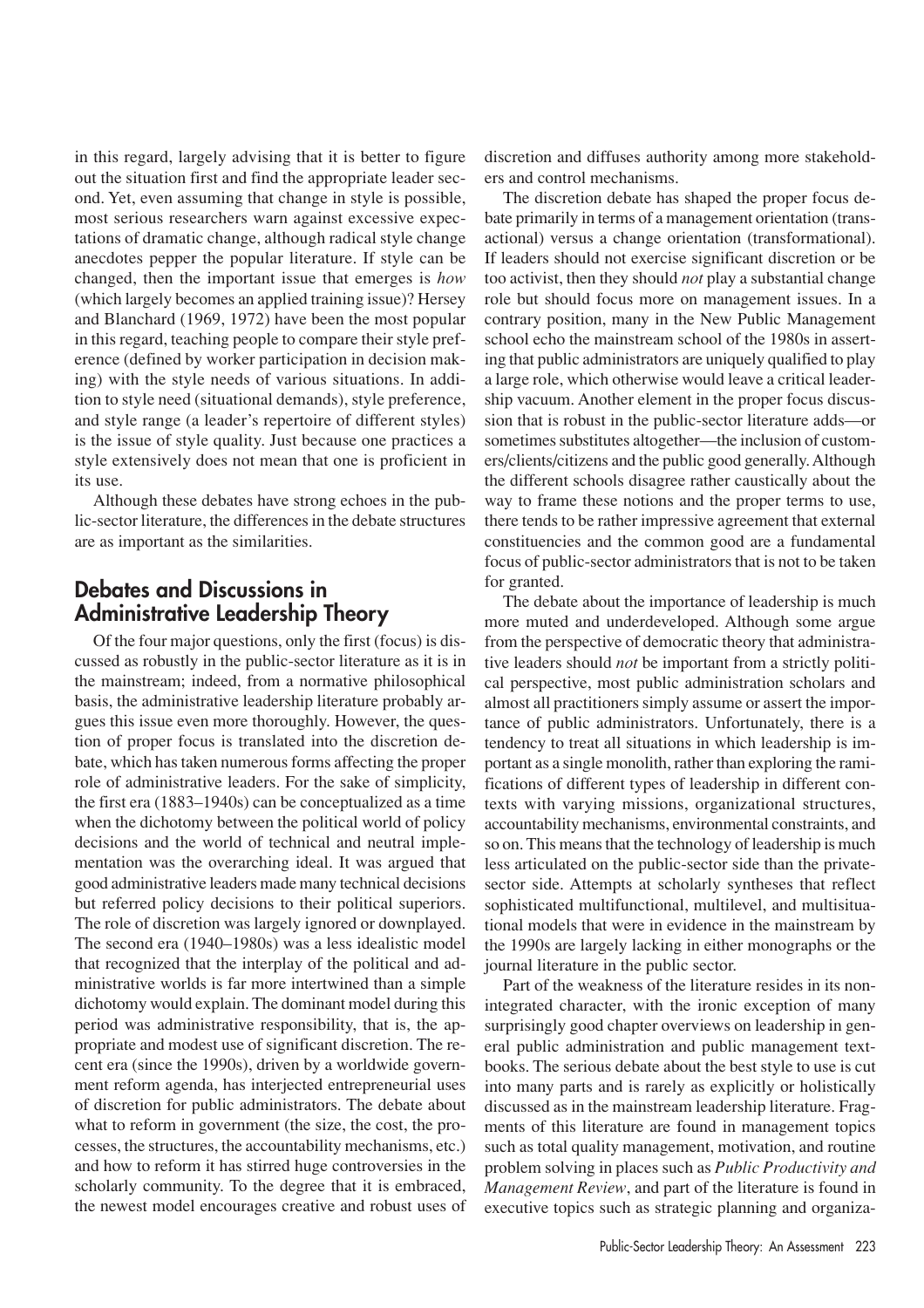in this regard, largely advising that it is better to figure out the situation first and find the appropriate leader second. Yet, even assuming that change in style is possible, most serious researchers warn against excessive expectations of dramatic change, although radical style change anecdotes pepper the popular literature. If style can be changed, then the important issue that emerges is *how* (which largely becomes an applied training issue)? Hersey and Blanchard (1969, 1972) have been the most popular in this regard, teaching people to compare their style preference (defined by worker participation in decision making) with the style needs of various situations. In addition to style need (situational demands), style preference, and style range (a leader's repertoire of different styles) is the issue of style quality. Just because one practices a style extensively does not mean that one is proficient in its use.

Although these debates have strong echoes in the public-sector literature, the differences in the debate structures are as important as the similarities.

## Debates and Discussions in Administrative Leadership Theory

Of the four major questions, only the first (focus) is discussed as robustly in the public-sector literature as it is in the mainstream; indeed, from a normative philosophical basis, the administrative leadership literature probably argues this issue even more thoroughly. However, the question of proper focus is translated into the discretion debate, which has taken numerous forms affecting the proper role of administrative leaders. For the sake of simplicity, the first era (1883–1940s) can be conceptualized as a time when the dichotomy between the political world of policy decisions and the world of technical and neutral implementation was the overarching ideal. It was argued that good administrative leaders made many technical decisions but referred policy decisions to their political superiors. The role of discretion was largely ignored or downplayed. The second era (1940–1980s) was a less idealistic model that recognized that the interplay of the political and administrative worlds is far more intertwined than a simple dichotomy would explain. The dominant model during this period was administrative responsibility, that is, the appropriate and modest use of significant discretion. The recent era (since the 1990s), driven by a worldwide government reform agenda, has interjected entrepreneurial uses of discretion for public administrators. The debate about what to reform in government (the size, the cost, the processes, the structures, the accountability mechanisms, etc.) and how to reform it has stirred huge controversies in the scholarly community. To the degree that it is embraced, the newest model encourages creative and robust uses of discretion and diffuses authority among more stakeholders and control mechanisms.

The discretion debate has shaped the proper focus debate primarily in terms of a management orientation (transactional) versus a change orientation (transformational). If leaders should not exercise significant discretion or be too activist, then they should *not* play a substantial change role but should focus more on management issues. In a contrary position, many in the New Public Management school echo the mainstream school of the 1980s in asserting that public administrators are uniquely qualified to play a large role, which otherwise would leave a critical leadership vacuum. Another element in the proper focus discussion that is robust in the public-sector literature adds—or sometimes substitutes altogether—the inclusion of customers/clients/citizens and the public good generally. Although the different schools disagree rather caustically about the way to frame these notions and the proper terms to use, there tends to be rather impressive agreement that external constituencies and the common good are a fundamental focus of public-sector administrators that is not to be taken for granted.

The debate about the importance of leadership is much more muted and underdeveloped. Although some argue from the perspective of democratic theory that administrative leaders should *not* be important from a strictly political perspective, most public administration scholars and almost all practitioners simply assume or assert the importance of public administrators. Unfortunately, there is a tendency to treat all situations in which leadership is important as a single monolith, rather than exploring the ramifications of different types of leadership in different contexts with varying missions, organizational structures, accountability mechanisms, environmental constraints, and so on. This means that the technology of leadership is much less articulated on the public-sector side than the private-sector side. Attempts at scholarly syntheses that reflect sophisticated multifunctional, multilevel, and multisituational models that were in evidence in the mainstream by the 1990s are largely lacking in either monographs or the journal literature in the public sector.

Part of the weakness of the literature resides in its nonintegrated character, with the ironic exception of many surprisingly good chapter overviews on leadership in general public administration and public management textbooks. The serious debate about the best style to use is cut into many parts and is rarely as explicitly or holistically discussed as in the mainstream leadership literature. Fragments of this literature are found in management topics such as total quality management, motivation, and routine problem solving in places such as *Public Productivity and Management Review*, and part of the literature is found in executive topics such as strategic planning and organiza-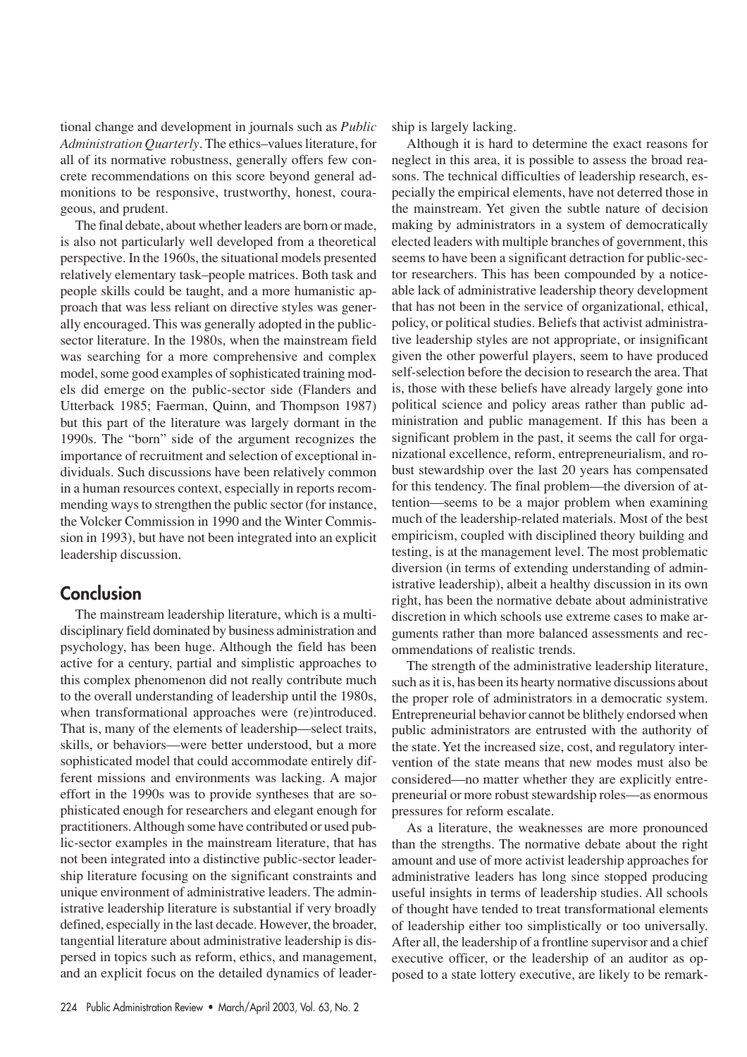tional change and development in journals such as *Public Administration Quarterly*. The ethics–values literature, for all of its normative robustness, generally offers few concrete recommendations on this score beyond general admonitions to be responsive, trustworthy, honest, courageous, and prudent.

The final debate, about whether leaders are born or made, is also not particularly well developed from a theoretical perspective. In the 1960s, the situational models presented relatively elementary task–people matrices. Both task and people skills could be taught, and a more humanistic approach that was less reliant on directive styles was generally encouraged. This was generally adopted in the public-sector literature. In the 1980s, when the mainstream field was searching for a more comprehensive and complex model, some good examples of sophisticated training models did emerge on the public-sector side (Flanders and Utterback 1985; Faerman, Quinn, and Thompson 1987) but this part of the literature was largely dormant in the 1990s. The "born" side of the argument recognizes the importance of recruitment and selection of exceptional individuals. Such discussions have been relatively common in a human resources context, especially in reports recommending ways to strengthen the public sector (for instance, the Volcker Commission in 1990 and the Winter Commission in 1993), but have not been integrated into an explicit leadership discussion.

## Conclusion

The mainstream leadership literature, which is a multidisciplinary field dominated by business administration and psychology, has been huge. Although the field has been active for a century, partial and simplistic approaches to this complex phenomenon did not really contribute much to the overall understanding of leadership until the 1980s, when transformational approaches were (re)introduced. That is, many of the elements of leadership—select traits, skills, or behaviors—were better understood, but a more sophisticated model that could accommodate entirely different missions and environments was lacking. A major effort in the 1990s was to provide syntheses that are sophisticated enough for researchers and elegant enough for practitioners. Although some have contributed or used public-sector examples in the mainstream literature, that has not been integrated into a distinctive public-sector leadership literature focusing on the significant constraints and unique environment of administrative leaders. The administrative leadership literature is substantial if very broadly defined, especially in the last decade. However, the broader, tangential literature about administrative leadership is dispersed in topics such as reform, ethics, and management, and an explicit focus on the detailed dynamics of leadership is largely lacking.

Although it is hard to determine the exact reasons for neglect in this area, it is possible to assess the broad reasons. The technical difficulties of leadership research, especially the empirical elements, have not deterred those in the mainstream. Yet given the subtle nature of decision making by administrators in a system of democratically elected leaders with multiple branches of government, this seems to have been a significant detraction for public-sector researchers. This has been compounded by a noticeable lack of administrative leadership theory development that has not been in the service of organizational, ethical, policy, or political studies. Beliefs that activist administrative leadership styles are not appropriate, or insignificant given the other powerful players, seem to have produced self-selection before the decision to research the area. That is, those with these beliefs have already largely gone into political science and policy areas rather than public administration and public management. If this has been a significant problem in the past, it seems the call for organizational excellence, reform, entrepreneurialism, and robust stewardship over the last 20 years has compensated for this tendency. The final problem—the diversion of attention—seems to be a major problem when examining much of the leadership-related materials. Most of the best empiricism, coupled with disciplined theory building and testing, is at the management level. The most problematic diversion (in terms of extending understanding of administrative leadership), albeit a healthy discussion in its own right, has been the normative debate about administrative discretion in which schools use extreme cases to make arguments rather than more balanced assessments and recommendations of realistic trends.

The strength of the administrative leadership literature, such as it is, has been its hearty normative discussions about the proper role of administrators in a democratic system. Entrepreneurial behavior cannot be blithely endorsed when public administrators are entrusted with the authority of the state. Yet the increased size, cost, and regulatory intervention of the state means that new modes must also be considered—no matter whether they are explicitly entrepreneurial or more robust stewardship roles—as enormous pressures for reform escalate.

As a literature, the weaknesses are more pronounced than the strengths. The normative debate about the right amount and use of more activist leadership approaches for administrative leaders has long since stopped producing useful insights in terms of leadership studies. All schools of thought have tended to treat transformational elements of leadership either too simplistically or too universally. After all, the leadership of a frontline supervisor and a chief executive officer, or the leadership of an auditor as opposed to a state lottery executive, are likely to be remark-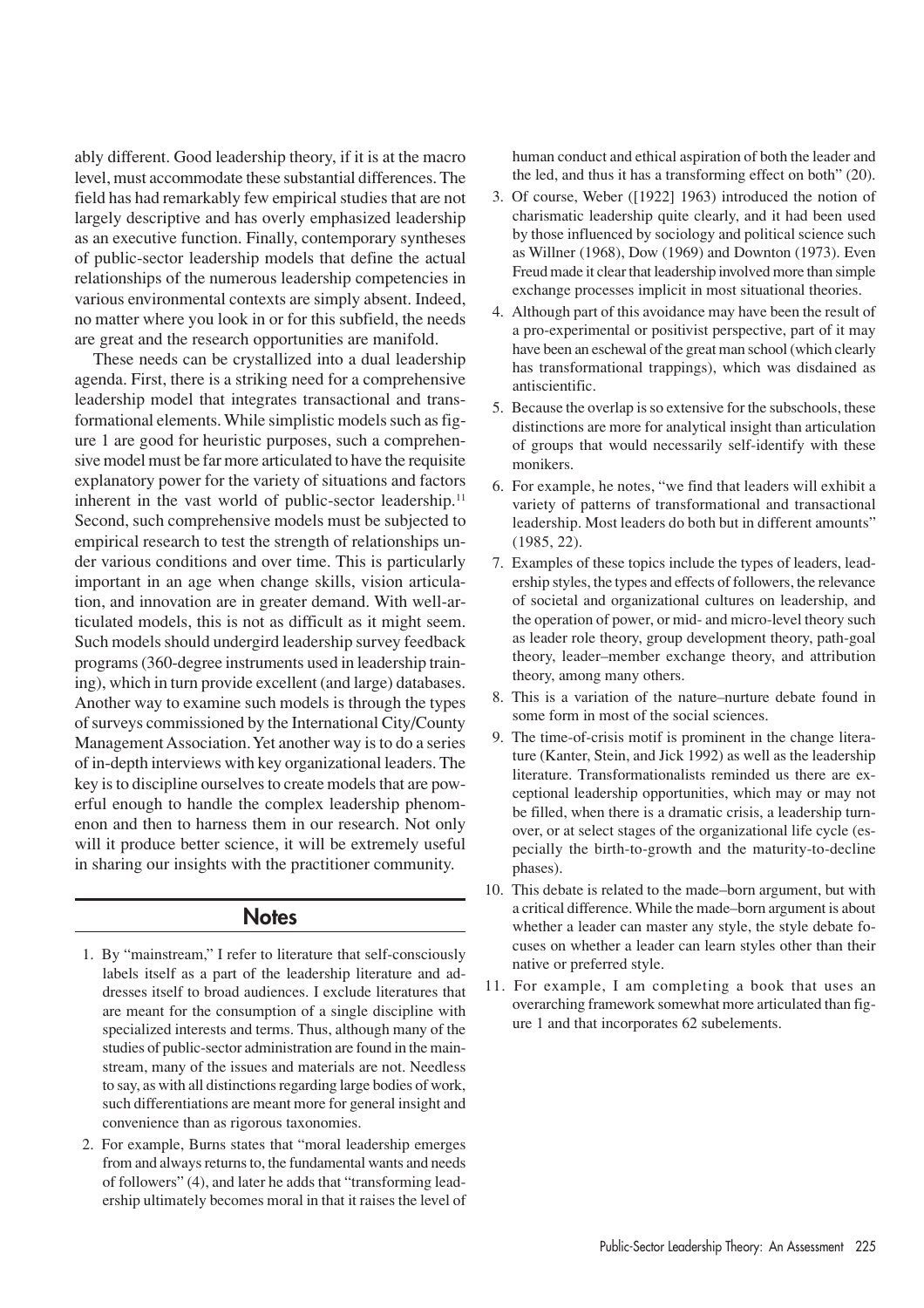ably different. Good leadership theory, if it is at the macro level, must accommodate these substantial differences. The field has had remarkably few empirical studies that are not largely descriptive and has overly emphasized leadership as an executive function. Finally, contemporary syntheses of public-sector leadership models that define the actual relationships of the numerous leadership competencies in various environmental contexts are simply absent. Indeed, no matter where you look in or for this subfield, the needs are great and the research opportunities are manifold.

These needs can be crystallized into a dual leadership agenda. First, there is a striking need for a comprehensive leadership model that integrates transactional and transformational elements. While simplistic models such as figure 1 are good for heuristic purposes, such a comprehensive model must be far more articulated to have the requisite explanatory power for the variety of situations and factors inherent in the vast world of public-sector leadership.[11] Second, such comprehensive models must be subjected to empirical research to test the strength of relationships under various conditions and over time. This is particularly important in an age when change skills, vision articulation, and innovation are in greater demand. With well-articulated models, this is not as difficult as it might seem. Such models should undergird leadership survey feedback programs (360-degree instruments used in leadership training), which in turn provide excellent (and large) databases. Another way to examine such models is through the types of surveys commissioned by the International City/County Management Association. Yet another way is to do a series of in-depth interviews with key organizational leaders. The key is to discipline ourselves to create models that are powerful enough to handle the complex leadership phenomenon and then to harness them in our research. Not only will it produce better science, it will be extremely useful in sharing our insights with the practitioner community.

## Notes

1. By "mainstream," I refer to literature that self-consciously labels itself as a part of the leadership literature and addresses itself to broad audiences. I exclude literatures that are meant for the consumption of a single discipline with specialized interests and terms. Thus, although many of the studies of public-sector administration are found in the mainstream, many of the issues and materials are not. Needless to say, as with all distinctions regarding large bodies of work, such differentiations are meant more for general insight and convenience than as rigorous taxonomies.
2. For example, Burns states that "moral leadership emerges from and always returns to, the fundamental wants and needs of followers" (4), and later he adds that "transforming leadership ultimately becomes moral in that it raises the level of human conduct and ethical aspiration of both the leader and the led, and thus it has a transforming effect on both" (20).
3. Of course, Weber ([1922] 1963) introduced the notion of charismatic leadership quite clearly, and it had been used by those influenced by sociology and political science such as Willner (1968), Dow (1969) and Downton (1973). Even Freud made it clear that leadership involved more than simple exchange processes implicit in most situational theories.
4. Although part of this avoidance may have been the result of a pro-experimental or positivist perspective, part of it may have been an eschewal of the great man school (which clearly has transformational trappings), which was disdained as antiscientific.
5. Because the overlap is so extensive for the subschools, these distinctions are more for analytical insight than articulation of groups that would necessarily self-identify with these monikers.
6. For example, he notes, "we find that leaders will exhibit a variety of patterns of transformational and transactional leadership. Most leaders do both but in different amounts" (1985, 22).
7. Examples of these topics include the types of leaders, leadership styles, the types and effects of followers, the relevance of societal and organizational cultures on leadership, and the operation of power, or mid- and micro-level theory such as leader role theory, group development theory, path-goal theory, leader–member exchange theory, and attribution theory, among many others.
8. This is a variation of the nature–nurture debate found in some form in most of the social sciences.
9. The time-of-crisis motif is prominent in the change literature (Kanter, Stein, and Jick 1992) as well as the leadership literature. Transformationalists reminded us there are exceptional leadership opportunities, which may or may not be filled, when there is a dramatic crisis, a leadership turnover, or at select stages of the organizational life cycle (especially the birth-to-growth and the maturity-to-decline phases).
10. This debate is related to the made–born argument, but with a critical difference. While the made–born argument is about whether a leader can master any style, the style debate focuses on whether a leader can learn styles other than their native or preferred style.
11. For example, I am completing a book that uses an overarching framework somewhat more articulated than figure 1 and that incorporates 62 subelements.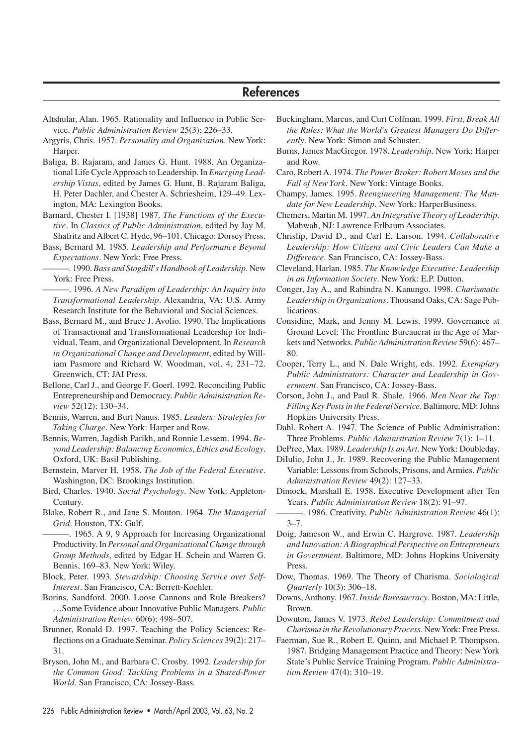## References

Altshular, Alan. 1965. Rationality and Influence in Public Service. *Public Administration Review* 25(3): 226–33.

Argyris, Chris. 1957. *Personality and Organization*. New York: Harper.

Baliga, B. Rajaram, and James G. Hunt. 1988. An Organizational Life Cycle Approach to Leadership. In *Emerging Leadership Vistas*, edited by James G. Hunt, B. Rajaram Baliga, H. Peter Dachler, and Chester A. Schriesheim, 129–49. Lexington, MA: Lexington Books.

Barnard, Chester I. [1938] 1987. *The Functions of the Executive*. In *Classics of Public Administration*, edited by Jay M. Shafritz and Albert C. Hyde, 96–101. Chicago: Dorsey Press.

Bass, Bernard M. 1985. *Leadership and Performance Beyond Expectations*. New York: Free Press.

———. 1990. *Bass and Stogdill's Handbook of Leadership*. New York: Free Press.

———. 1996. *A New Paradigm of Leadership: An Inquiry into Transformational Leadership*. Alexandria, VA: U.S. Army Research Institute for the Behavioral and Social Sciences.

Bass, Bernard M., and Bruce J. Avolio. 1990. The Implications of Transactional and Transformational Leadership for Individual, Team, and Organizational Development. In *Research in Organizational Change and Development*, edited by William Pasmore and Richard W. Woodman, vol. 4, 231–72. Greenwich, CT: JAI Press.

Bellone, Carl J., and George F. Goerl. 1992. Reconciling Public Entrepreneurship and Democracy. *Public Administration Review* 52(12): 130–34.

Bennis, Warren, and Burt Nanus. 1985. *Leaders: Strategies for Taking Charge*. New York: Harper and Row.

Bennis, Warren, Jagdish Parikh, and Ronnie Lessem. 1994. *Beyond Leadership: Balancing Economics, Ethics and Ecology*. Oxford, UK: Basil Publishing.

Bernstein, Marver H. 1958. *The Job of the Federal Executive*. Washington, DC: Brookings Institution.

Bird, Charles. 1940. *Social Psychology*. New York: Appleton-Century.

Blake, Robert R., and Jane S. Mouton. 1964. *The Managerial Grid*. Houston, TX: Gulf.

———. 1965. A 9, 9 Approach for Increasing Organizational Productivity. In *Personal and Organizational Change through Group Methods*, edited by Edgar H. Schein and Warren G. Bennis, 169–83. New York: Wiley.

Block, Peter. 1993. *Stewardship: Choosing Service over Self-Interest*. San Francisco, CA: Berrett-Koehler.

Borins, Sandford. 2000. Loose Cannons and Rule Breakers? …Some Evidence about Innovative Public Managers. *Public Administration Review* 60(6): 498–507.

Brunner, Ronald D. 1997. Teaching the Policy Sciences: Reflections on a Graduate Seminar. *Policy Sciences* 39(2): 217–31.

Bryson, John M., and Barbara C. Crosby. 1992. *Leadership for the Common Good: Tackling Problems in a Shared-Power World*. San Francisco, CA: Jossey-Bass.

Buckingham, Marcus, and Curt Coffman. 1999. *First, Break All the Rules: What the World's Greatest Managers Do Differently*. New York: Simon and Schuster.

Burns, James MacGregor. 1978. *Leadership*. New York: Harper and Row.

Caro, Robert A. 1974. *The Power Broker: Robert Moses and the Fall of New York*. New York: Vintage Books.

Champy, James. 1995. *Reengineering Management: The Mandate for New Leadership*. New York: HarperBusiness.

Chemers, Martin M. 1997. *An Integrative Theory of Leadership*. Mahwah, NJ: Lawrence Erlbaum Associates.

Chrislip, David D., and Carl E. Larson. 1994. *Collaborative Leadership: How Citizens and Civic Leaders Can Make a Difference*. San Francisco, CA: Jossey-Bass.

Cleveland, Harlan. 1985. *The Knowledge Executive: Leadership in an Information Society*. New York: E.P. Dutton.

Conger, Jay A., and Rabindra N. Kanungo. 1998. *Charismatic Leadership in Organizations*. Thousand Oaks, CA: Sage Publications.

Considine, Mark, and Jenny M. Lewis. 1999. Governance at Ground Level: The Frontline Bureaucrat in the Age of Markets and Networks. *Public Administration Review* 59(6): 467–80.

Cooper, Terry L., and N. Dale Wright, eds. 1992. *Exemplary Public Administrators: Character and Leadership in Government*. San Francisco, CA: Jossey-Bass.

Corson, John J., and Paul R. Shale. 1966. *Men Near the Top: Filling Key Posts in the Federal Service*. Baltimore, MD: Johns Hopkins University Press.

Dahl, Robert A. 1947. The Science of Public Administration: Three Problems. *Public Administration Review* 7(1): 1–11.

DePree, Max. 1989. *Leadership Is an Art*. New York: Doubleday.

DiIulio, John J., Jr. 1989. Recovering the Public Management Variable: Lessons from Schools, Prisons, and Armies. *Public Administration Review* 49(2): 127–33.

Dimock, Marshall E. 1958. Executive Development after Ten Years. *Public Administration Review* 18(2): 91–97.

———. 1986. Creativity. *Public Administration Review* 46(1): 3–7.

Doig, Jameson W., and Erwin C. Hargrove. 1987. *Leadership and Innovation: A Biographical Perspective on Entrepreneurs in Government*. Baltimore, MD: Johns Hopkins University Press.

Dow, Thomas. 1969. The Theory of Charisma. *Sociological Quarterly* 10(3): 306–18.

Downs, Anthony. 1967. *Inside Bureaucracy*. Boston, MA: Little, Brown.

Downton, James V. 1973. *Rebel Leadership: Commitment and Charisma in the Revolutionary Process*. New York: Free Press.

Faerman, Sue R., Robert E. Quinn, and Michael P. Thompson. 1987. Bridging Management Practice and Theory: New York State's Public Service Training Program. *Public Administration Review* 47(4): 310–19.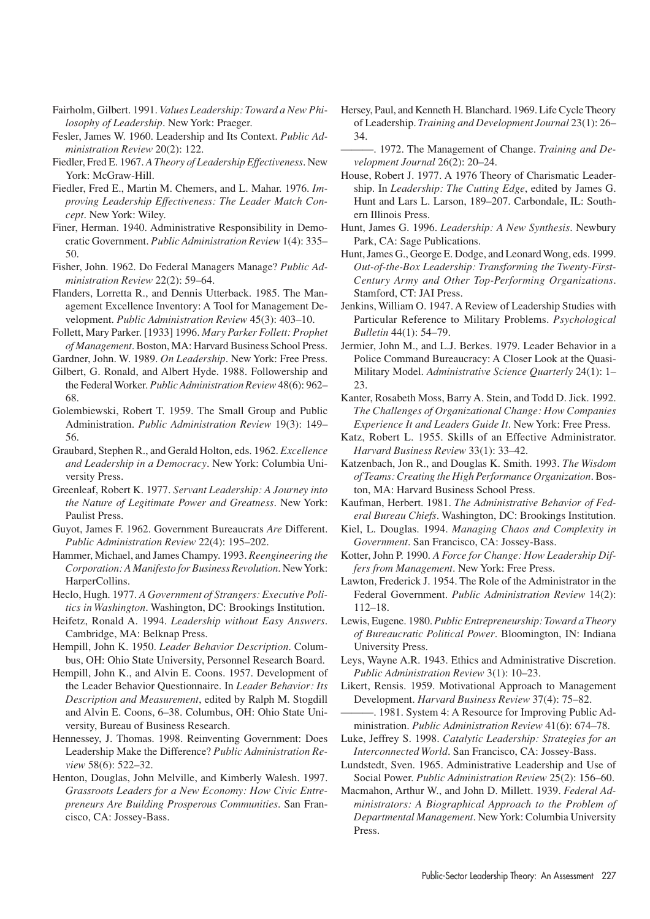Fairholm, Gilbert. 1991. *Values Leadership: Toward a New Philosophy of Leadership*. New York: Praeger.

Fesler, James W. 1960. Leadership and Its Context. *Public Administration Review* 20(2): 122.

Fiedler, Fred E. 1967. *A Theory of Leadership Effectiveness*. New York: McGraw-Hill.

Fiedler, Fred E., Martin M. Chemers, and L. Mahar. 1976. *Improving Leadership Effectiveness: The Leader Match Concept*. New York: Wiley.

Finer, Herman. 1940. Administrative Responsibility in Democratic Government. *Public Administration Review* 1(4): 335–50.

Fisher, John. 1962. Do Federal Managers Manage? *Public Administration Review* 22(2): 59–64.

Flanders, Lorretta R., and Dennis Utterback. 1985. The Management Excellence Inventory: A Tool for Management Development. *Public Administration Review* 45(3): 403–10.

Follett, Mary Parker. [1933] 1996. *Mary Parker Follett: Prophet of Management*. Boston, MA: Harvard Business School Press.

Gardner, John. W. 1989. *On Leadership*. New York: Free Press.

Gilbert, G. Ronald, and Albert Hyde. 1988. Followership and the Federal Worker. *Public Administration Review* 48(6): 962–68.

Golembiewski, Robert T. 1959. The Small Group and Public Administration. *Public Administration Review* 19(3): 149–56.

Graubard, Stephen R., and Gerald Holton, eds. 1962. *Excellence and Leadership in a Democracy*. New York: Columbia University Press.

Greenleaf, Robert K. 1977. *Servant Leadership: A Journey into the Nature of Legitimate Power and Greatness*. New York: Paulist Press.

Guyot, James F. 1962. Government Bureaucrats *Are* Different. *Public Administration Review* 22(4): 195–202.

Hammer, Michael, and James Champy. 1993. *Reengineering the Corporation: A Manifesto for Business Revolution*. New York: HarperCollins.

Heclo, Hugh. 1977. *A Government of Strangers: Executive Politics in Washington*. Washington, DC: Brookings Institution.

Heifetz, Ronald A. 1994. *Leadership without Easy Answers*. Cambridge, MA: Belknap Press.

Hempill, John K. 1950. *Leader Behavior Description*. Columbus, OH: Ohio State University, Personnel Research Board.

Hempill, John K., and Alvin E. Coons. 1957. Development of the Leader Behavior Questionnaire. In *Leader Behavior: Its Description and Measurement*, edited by Ralph M. Stogdill and Alvin E. Coons, 6–38. Columbus, OH: Ohio State University, Bureau of Business Research.

Hennessey, J. Thomas. 1998. Reinventing Government: Does Leadership Make the Difference? *Public Administration Review* 58(6): 522–32.

Henton, Douglas, John Melville, and Kimberly Walesh. 1997. *Grassroots Leaders for a New Economy: How Civic Entrepreneurs Are Building Prosperous Communities*. San Francisco, CA: Jossey-Bass.

Hersey, Paul, and Kenneth H. Blanchard. 1969. Life Cycle Theory of Leadership. *Training and Development Journal* 23(1): 26–34.

———. 1972. The Management of Change. *Training and Development Journal* 26(2): 20–24.

House, Robert J. 1977. A 1976 Theory of Charismatic Leadership. In *Leadership: The Cutting Edge*, edited by James G. Hunt and Lars L. Larson, 189–207. Carbondale, IL: Southern Illinois Press.

Hunt, James G. 1996. *Leadership: A New Synthesis*. Newbury Park, CA: Sage Publications.

Hunt, James G., George E. Dodge, and Leonard Wong, eds. 1999. *Out-of-the-Box Leadership: Transforming the Twenty-First-Century Army and Other Top-Performing Organizations*. Stamford, CT: JAI Press.

Jenkins, William O. 1947. A Review of Leadership Studies with Particular Reference to Military Problems. *Psychological Bulletin* 44(1): 54–79.

Jermier, John M., and L.J. Berkes. 1979. Leader Behavior in a Police Command Bureaucracy: A Closer Look at the Quasi-Military Model. *Administrative Science Quarterly* 24(1): 1–23.

Kanter, Rosabeth Moss, Barry A. Stein, and Todd D. Jick. 1992. *The Challenges of Organizational Change: How Companies Experience It and Leaders Guide It*. New York: Free Press.

Katz, Robert L. 1955. Skills of an Effective Administrator. *Harvard Business Review* 33(1): 33–42.

Katzenbach, Jon R., and Douglas K. Smith. 1993. *The Wisdom of Teams: Creating the High Performance Organization*. Boston, MA: Harvard Business School Press.

Kaufman, Herbert. 1981. *The Administrative Behavior of Federal Bureau Chiefs*. Washington, DC: Brookings Institution.

Kiel, L. Douglas. 1994. *Managing Chaos and Complexity in Government*. San Francisco, CA: Jossey-Bass.

Kotter, John P. 1990. *A Force for Change: How Leadership Differs from Management*. New York: Free Press.

Lawton, Frederick J. 1954. The Role of the Administrator in the Federal Government. *Public Administration Review* 14(2): 112–18.

Lewis, Eugene. 1980. *Public Entrepreneurship: Toward a Theory of Bureaucratic Political Power*. Bloomington, IN: Indiana University Press.

Leys, Wayne A.R. 1943. Ethics and Administrative Discretion. *Public Administration Review* 3(1): 10–23.

Likert, Rensis. 1959. Motivational Approach to Management Development. *Harvard Business Review* 37(4): 75–82.

———. 1981. System 4: A Resource for Improving Public Administration. *Public Administration Review* 41(6): 674–78.

Luke, Jeffrey S. 1998. *Catalytic Leadership: Strategies for an Interconnected World*. San Francisco, CA: Jossey-Bass.

Lundstedt, Sven. 1965. Administrative Leadership and Use of Social Power. *Public Administration Review* 25(2): 156–60.

Macmahon, Arthur W., and John D. Millett. 1939. *Federal Administrators: A Biographical Approach to the Problem of Departmental Management*. New York: Columbia University Press.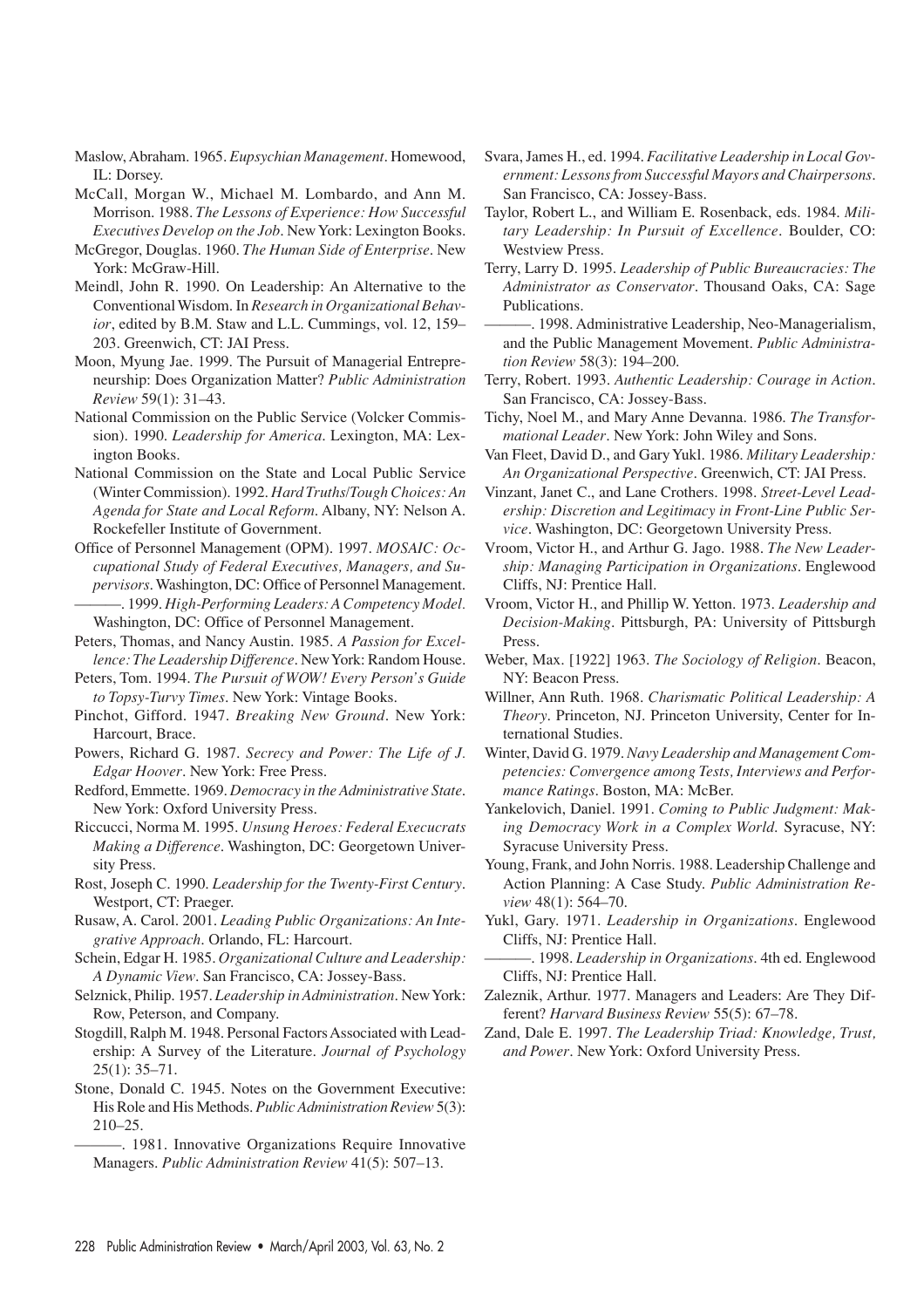Maslow, Abraham. 1965. *Eupsychian Management*. Homewood, IL: Dorsey.

McCall, Morgan W., Michael M. Lombardo, and Ann M. Morrison. 1988. *The Lessons of Experience: How Successful Executives Develop on the Job*. New York: Lexington Books.

McGregor, Douglas. 1960. *The Human Side of Enterprise*. New York: McGraw-Hill.

Meindl, John R. 1990. On Leadership: An Alternative to the Conventional Wisdom. In *Research in Organizational Behavior*, edited by B.M. Staw and L.L. Cummings, vol. 12, 159–203. Greenwich, CT: JAI Press.

Moon, Myung Jae. 1999. The Pursuit of Managerial Entrepreneurship: Does Organization Matter? *Public Administration Review* 59(1): 31–43.

National Commission on the Public Service (Volcker Commission). 1990. *Leadership for America*. Lexington, MA: Lexington Books.

National Commission on the State and Local Public Service (Winter Commission). 1992. *Hard Truths/Tough Choices: An Agenda for State and Local Reform*. Albany, NY: Nelson A. Rockefeller Institute of Government.

Office of Personnel Management (OPM). 1997. *MOSAIC: Occupational Study of Federal Executives, Managers, and Supervisors*. Washington, DC: Office of Personnel Management.

———. 1999. *High-Performing Leaders: A Competency Model*. Washington, DC: Office of Personnel Management.

Peters, Thomas, and Nancy Austin. 1985. *A Passion for Excellence: The Leadership Difference*. New York: Random House.

Peters, Tom. 1994. *The Pursuit of WOW! Every Person's Guide to Topsy-Turvy Times*. New York: Vintage Books.

Pinchot, Gifford. 1947. *Breaking New Ground*. New York: Harcourt, Brace.

Powers, Richard G. 1987. *Secrecy and Power: The Life of J. Edgar Hoover*. New York: Free Press.

Redford, Emmette. 1969. *Democracy in the Administrative State*. New York: Oxford University Press.

Riccucci, Norma M. 1995. *Unsung Heroes: Federal Execucrats Making a Difference*. Washington, DC: Georgetown University Press.

Rost, Joseph C. 1990. *Leadership for the Twenty-First Century*. Westport, CT: Praeger.

Rusaw, A. Carol. 2001. *Leading Public Organizations: An Integrative Approach*. Orlando, FL: Harcourt.

Schein, Edgar H. 1985. *Organizational Culture and Leadership: A Dynamic View*. San Francisco, CA: Jossey-Bass.

Selznick, Philip. 1957. *Leadership in Administration*. New York: Row, Peterson, and Company.

Stogdill, Ralph M. 1948. Personal Factors Associated with Leadership: A Survey of the Literature. *Journal of Psychology* 25(1): 35–71.

Stone, Donald C. 1945. Notes on the Government Executive: His Role and His Methods. *Public Administration Review* 5(3): 210–25.

———. 1981. Innovative Organizations Require Innovative Managers. *Public Administration Review* 41(5): 507–13.

Svara, James H., ed. 1994. *Facilitative Leadership in Local Government: Lessons from Successful Mayors and Chairpersons*. San Francisco, CA: Jossey-Bass.

Taylor, Robert L., and William E. Rosenback, eds. 1984. *Military Leadership: In Pursuit of Excellence*. Boulder, CO: Westview Press.

Terry, Larry D. 1995. *Leadership of Public Bureaucracies: The Administrator as Conservator*. Thousand Oaks, CA: Sage Publications.

———. 1998. Administrative Leadership, Neo-Managerialism, and the Public Management Movement. *Public Administration Review* 58(3): 194–200.

Terry, Robert. 1993. *Authentic Leadership: Courage in Action*. San Francisco, CA: Jossey-Bass.

Tichy, Noel M., and Mary Anne Devanna. 1986. *The Transformational Leader*. New York: John Wiley and Sons.

Van Fleet, David D., and Gary Yukl. 1986. *Military Leadership: An Organizational Perspective*. Greenwich, CT: JAI Press.

Vinzant, Janet C., and Lane Crothers. 1998. *Street-Level Leadership: Discretion and Legitimacy in Front-Line Public Service*. Washington, DC: Georgetown University Press.

Vroom, Victor H., and Arthur G. Jago. 1988. *The New Leadership: Managing Participation in Organizations*. Englewood Cliffs, NJ: Prentice Hall.

Vroom, Victor H., and Phillip W. Yetton. 1973. *Leadership and Decision-Making*. Pittsburgh, PA: University of Pittsburgh Press.

Weber, Max. [1922] 1963. *The Sociology of Religion*. Beacon, NY: Beacon Press.

Willner, Ann Ruth. 1968. *Charismatic Political Leadership: A Theory*. Princeton, NJ. Princeton University, Center for International Studies.

Winter, David G. 1979. *Navy Leadership and Management Competencies: Convergence among Tests, Interviews and Performance Ratings*. Boston, MA: McBer.

Yankelovich, Daniel. 1991. *Coming to Public Judgment: Making Democracy Work in a Complex World*. Syracuse, NY: Syracuse University Press.

Young, Frank, and John Norris. 1988. Leadership Challenge and Action Planning: A Case Study. *Public Administration Review* 48(1): 564–70.

Yukl, Gary. 1971. *Leadership in Organizations*. Englewood Cliffs, NJ: Prentice Hall.

———. 1998. *Leadership in Organizations*. 4th ed. Englewood Cliffs, NJ: Prentice Hall.

Zaleznik, Arthur. 1977. Managers and Leaders: Are They Different? *Harvard Business Review* 55(5): 67–78.

Zand, Dale E. 1997. *The Leadership Triad: Knowledge, Trust, and Power*. New York: Oxford University Press.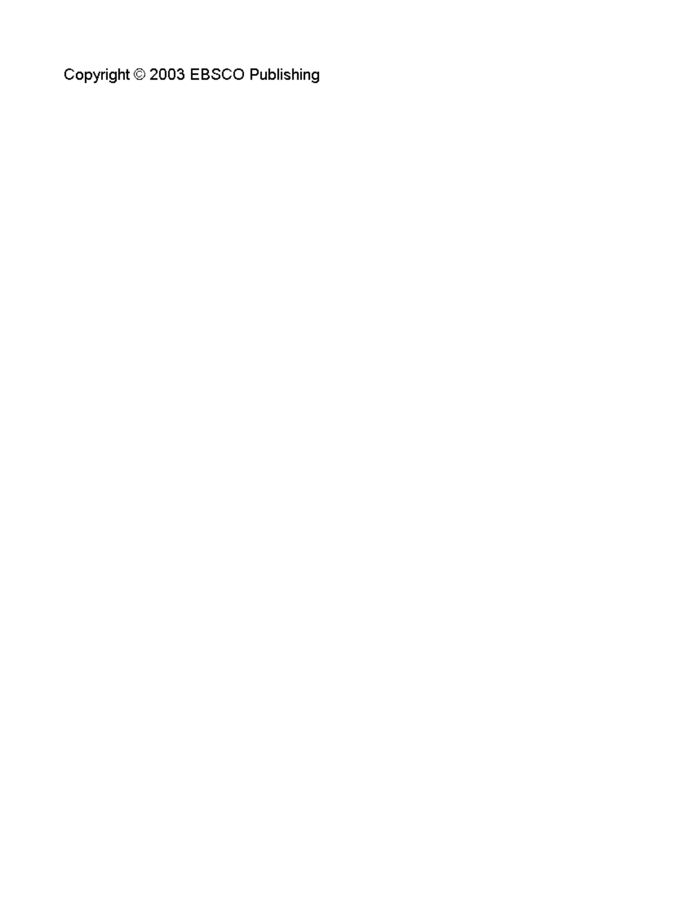Copyright © 2003 EBSCO Publishing